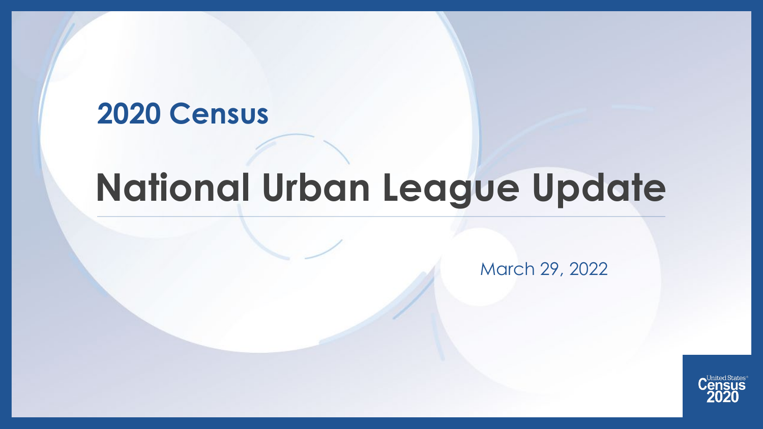## 2020 Census

# National Urban League Update

March 29, 2022

United States Census 2020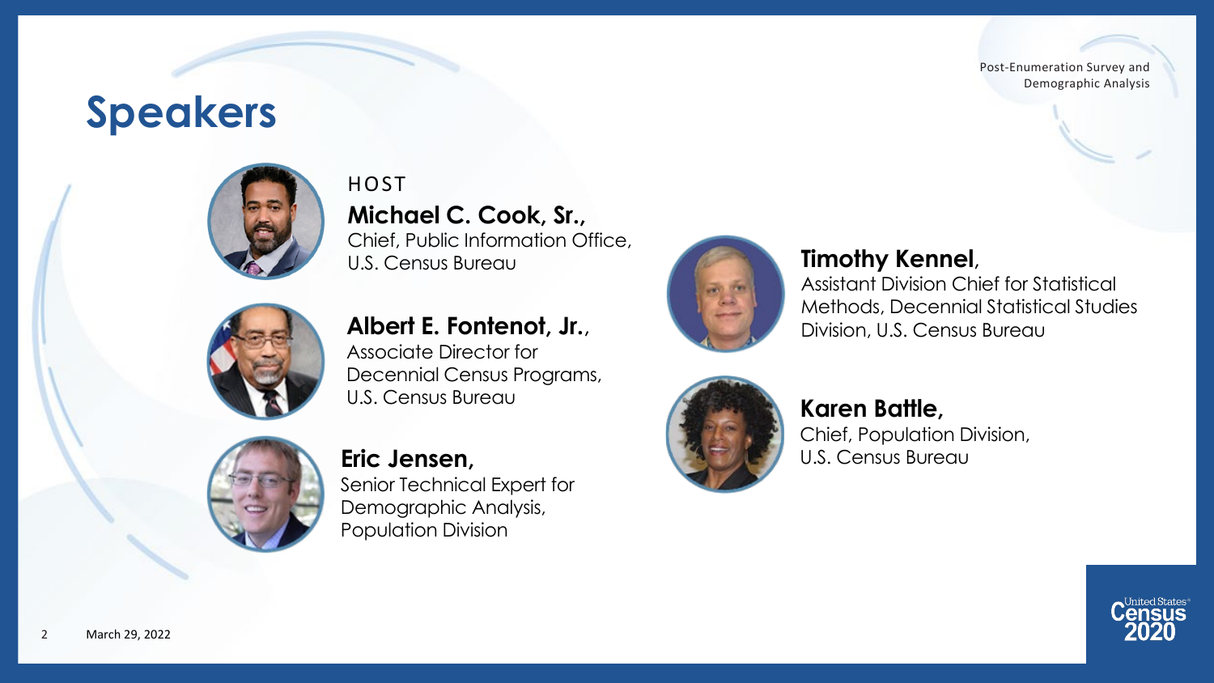# Speakers

HOST

**Michael C. Cook, Sr.,**
Chief, Public Information Office,
U.S. Census Bureau

**Albert E. Fontenot, Jr.**,
Associate Director for
Decennial Census Programs,
U.S. Census Bureau

**Eric Jensen,**
Senior Technical Expert for
Demographic Analysis,
Population Division

**Timothy Kennel**,
Assistant Division Chief for Statistical
Methods, Decennial Statistical Studies
Division, U.S. Census Bureau

**Karen Battle,**
Chief, Population Division,
U.S. Census Bureau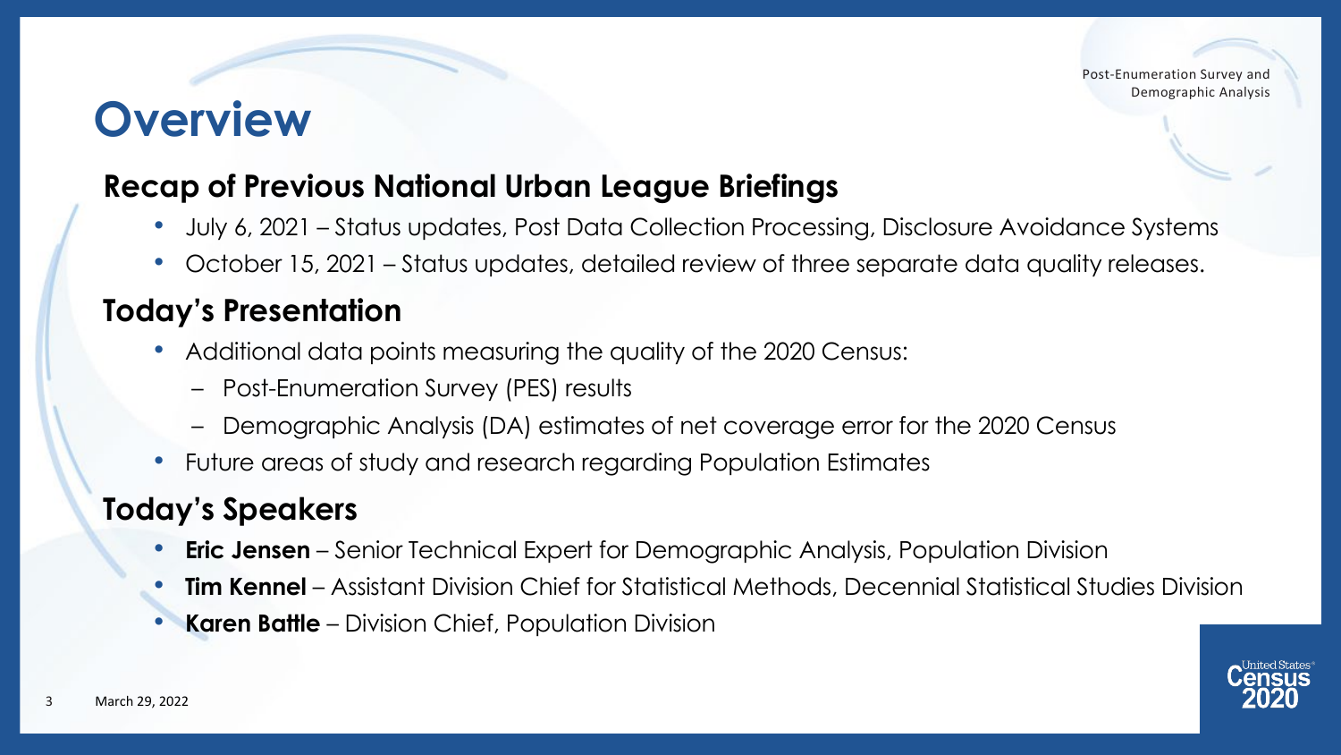# Overview

## Recap of Previous National Urban League Briefings

- July 6, 2021 – Status updates, Post Data Collection Processing, Disclosure Avoidance Systems
- October 15, 2021 – Status updates, detailed review of three separate data quality releases.

## Today's Presentation

- Additional data points measuring the quality of the 2020 Census:
  - Post-Enumeration Survey (PES) results
  - Demographic Analysis (DA) estimates of net coverage error for the 2020 Census
- Future areas of study and research regarding Population Estimates

## Today's Speakers

- **Eric Jensen** – Senior Technical Expert for Demographic Analysis, Population Division
- **Tim Kennel** – Assistant Division Chief for Statistical Methods, Decennial Statistical Studies Division
- **Karen Battle** – Division Chief, Population Division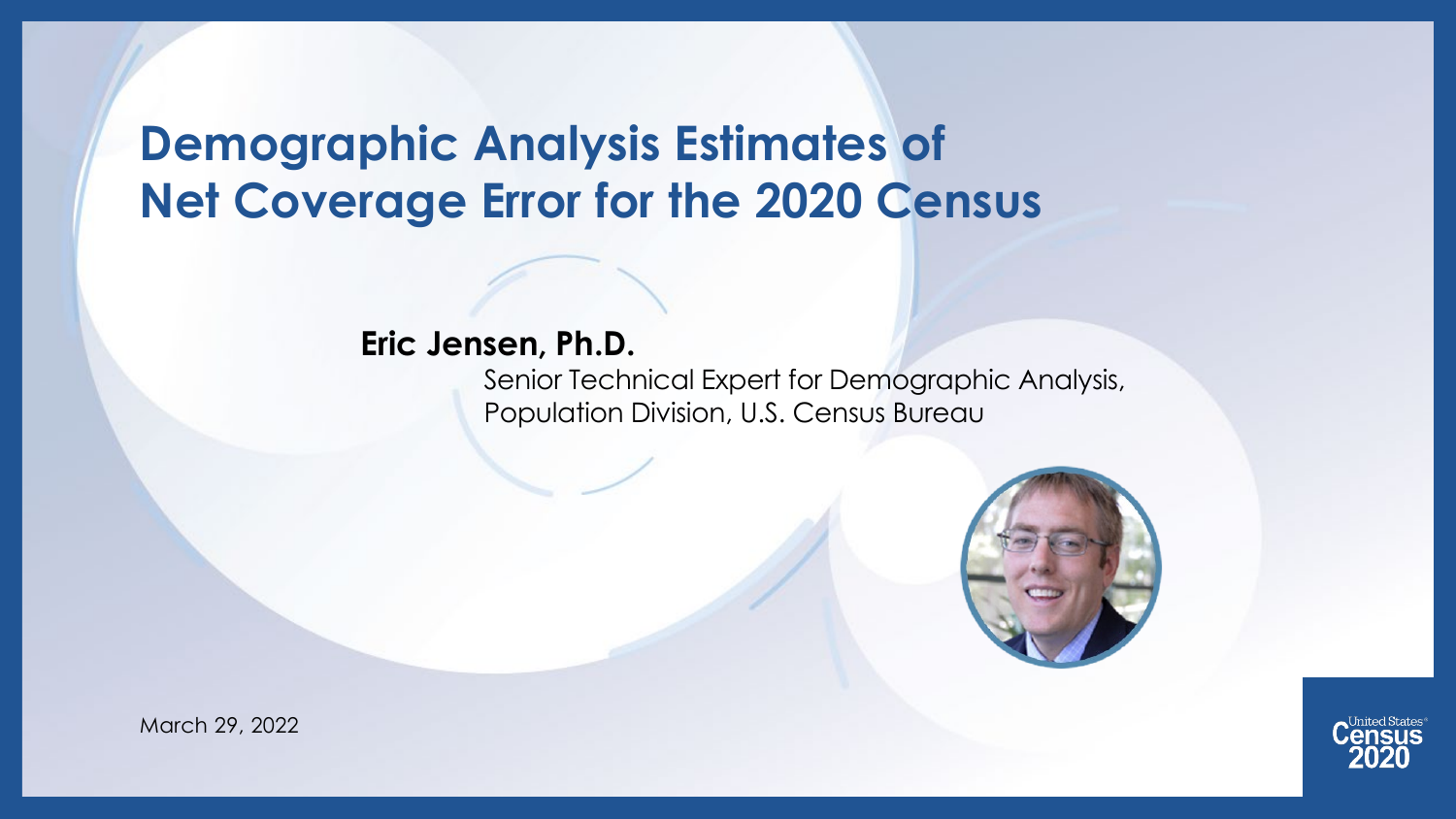# Demographic Analysis Estimates of Net Coverage Error for the 2020 Census

**Eric Jensen, Ph.D.**

Senior Technical Expert for Demographic Analysis, Population Division, U.S. Census Bureau

March 29, 2022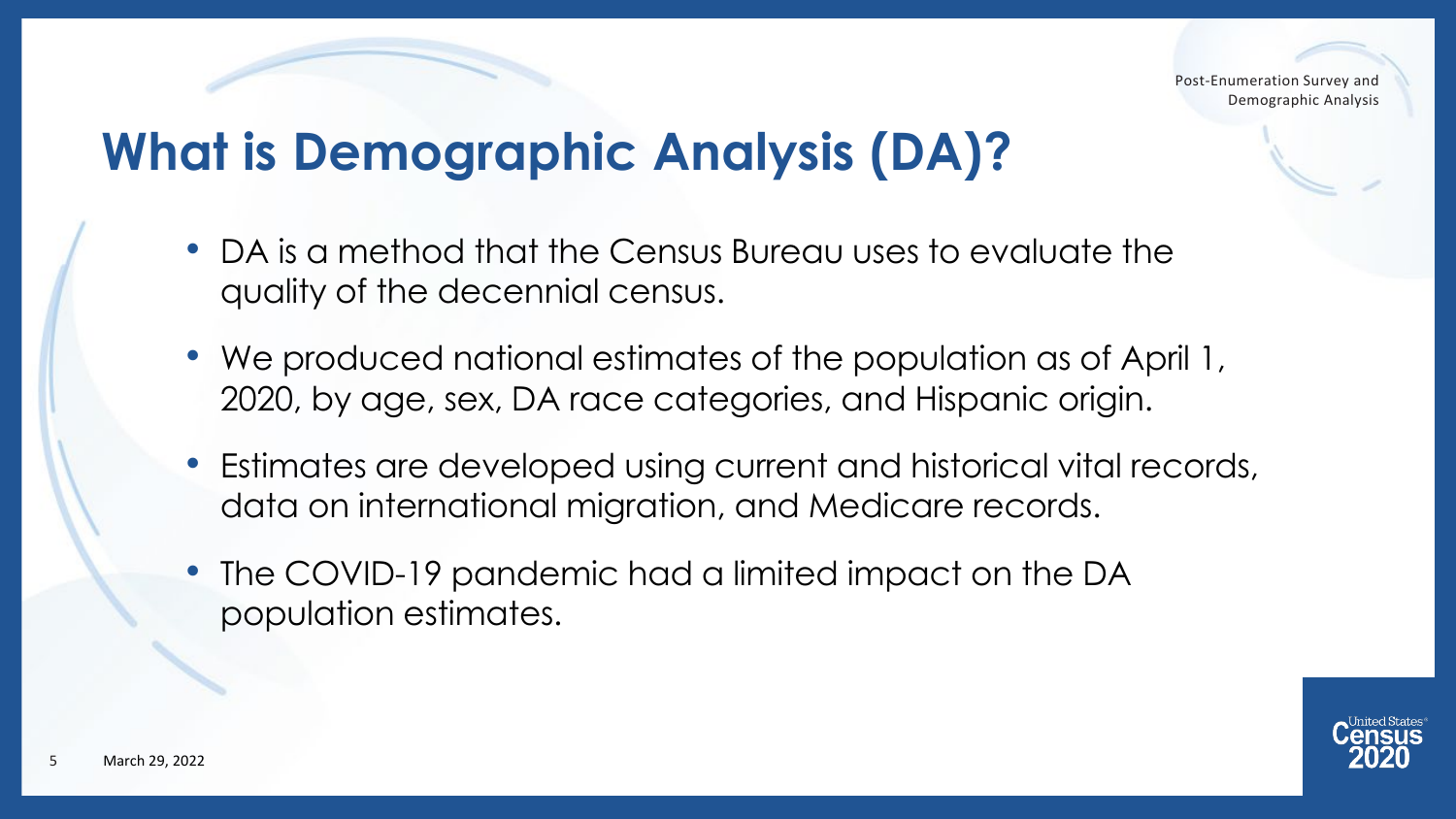# What is Demographic Analysis (DA)?

- DA is a method that the Census Bureau uses to evaluate the quality of the decennial census.
- We produced national estimates of the population as of April 1, 2020, by age, sex, DA race categories, and Hispanic origin.
- Estimates are developed using current and historical vital records, data on international migration, and Medicare records.
- The COVID-19 pandemic had a limited impact on the DA population estimates.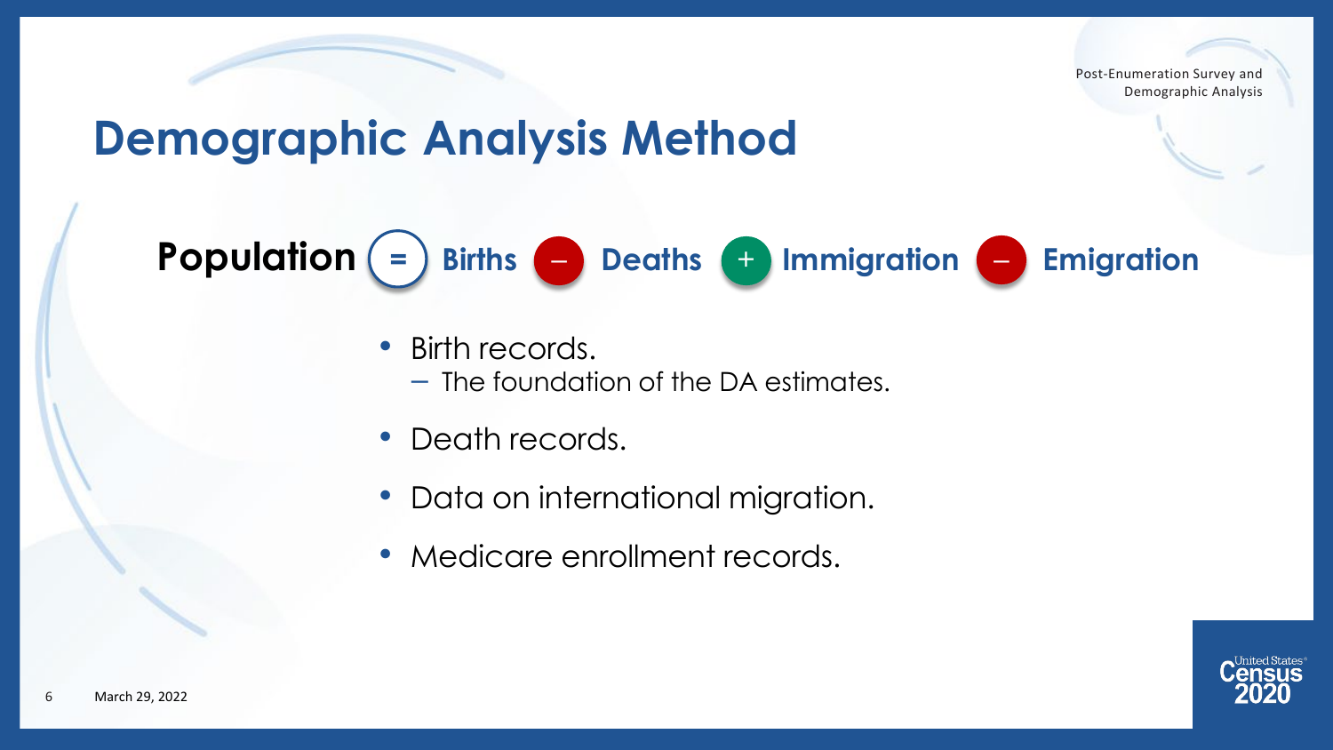# Demographic Analysis Method

**Population = Births − Deaths + Immigration − Emigration**

- Birth records.
  - The foundation of the DA estimates.
- Death records.
- Data on international migration.
- Medicare enrollment records.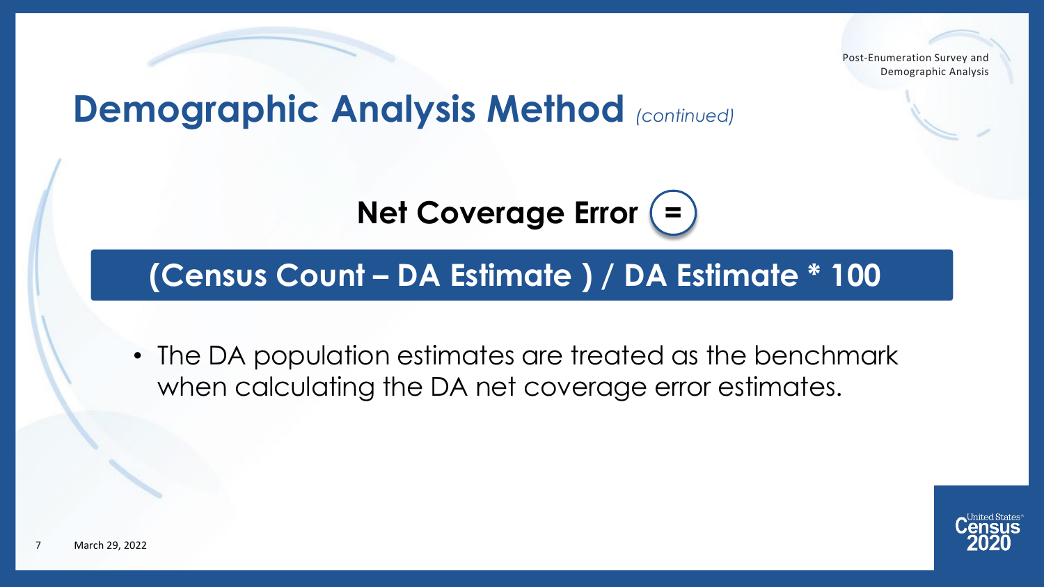# Demographic Analysis Method *(continued)*

**Net Coverage Error =**

**(Census Count – DA Estimate ) / DA Estimate * 100**

- The DA population estimates are treated as the benchmark when calculating the DA net coverage error estimates.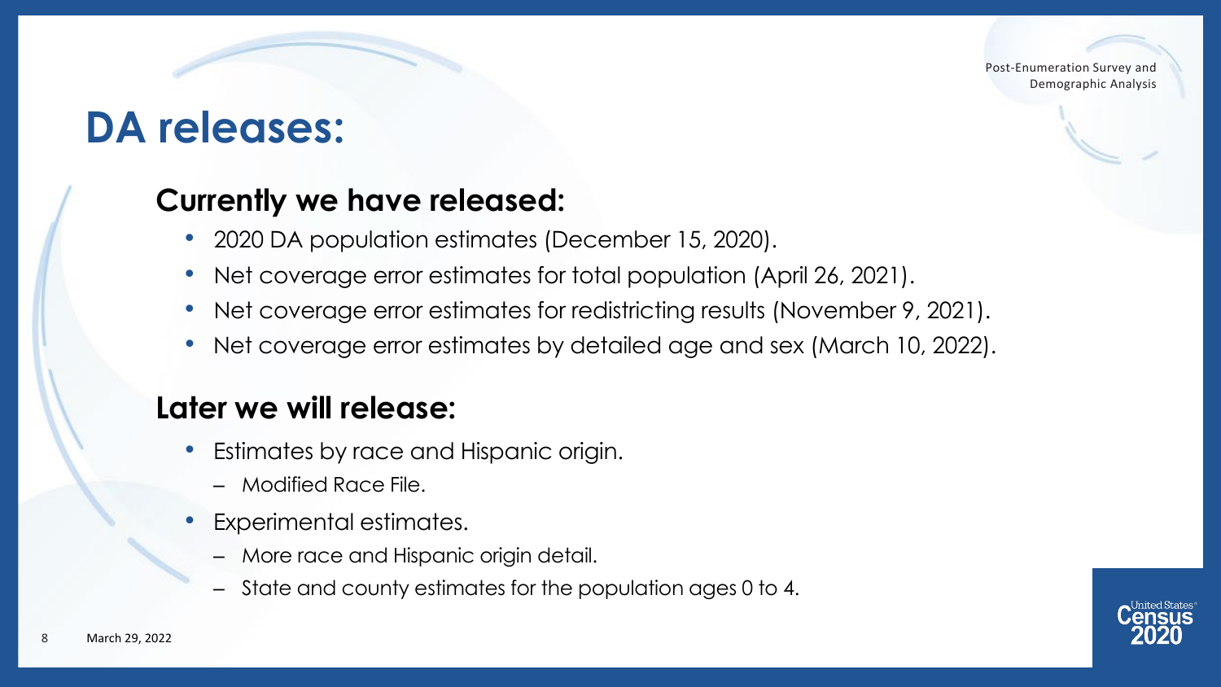# DA releases:

## Currently we have released:

- 2020 DA population estimates (December 15, 2020).
- Net coverage error estimates for total population (April 26, 2021).
- Net coverage error estimates for redistricting results (November 9, 2021).
- Net coverage error estimates by detailed age and sex (March 10, 2022).

## Later we will release:

- Estimates by race and Hispanic origin.
  - Modified Race File.
- Experimental estimates.
  - More race and Hispanic origin detail.
  - State and county estimates for the population ages 0 to 4.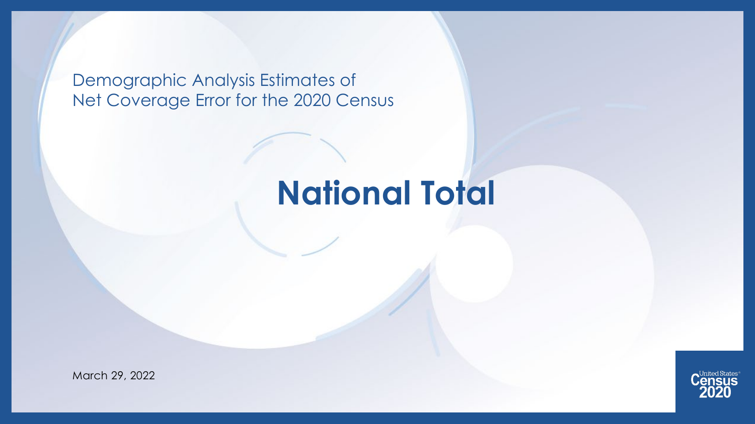Demographic Analysis Estimates of
Net Coverage Error for the 2020 Census

# National Total

March 29, 2022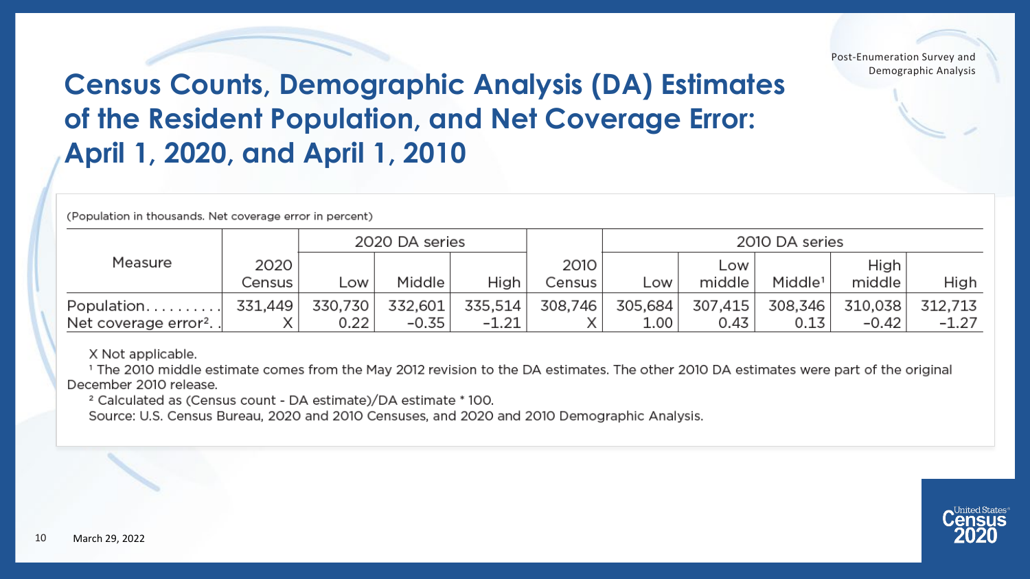# Census Counts, Demographic Analysis (DA) Estimates of the Resident Population, and Net Coverage Error: April 1, 2020, and April 1, 2010

(Population in thousands. Net coverage error in percent)

| Measure | 2020 Census | 2020 DA series | | | 2010 Census | 2010 DA series | | | | |
|---|---|---|---|---|---|---|---|---|---|---|
| | | Low | Middle | High | | Low | Low middle | Middle[1] | High middle | High |
| Population | 331,449 | 330,730 | 332,601 | 335,514 | 308,746 | 305,684 | 307,415 | 308,346 | 310,038 | 312,713 |
| Net coverage error[2] | X | 0.22 | −0.35 | −1.21 | X | 1.00 | 0.43 | 0.13 | −0.42 | −1.27 |

X Not applicable.

[1] The 2010 middle estimate comes from the May 2012 revision to the DA estimates. The other 2010 DA estimates were part of the original December 2010 release.

[2] Calculated as (Census count - DA estimate)/DA estimate * 100.

Source: U.S. Census Bureau, 2020 and 2010 Censuses, and 2020 and 2010 Demographic Analysis.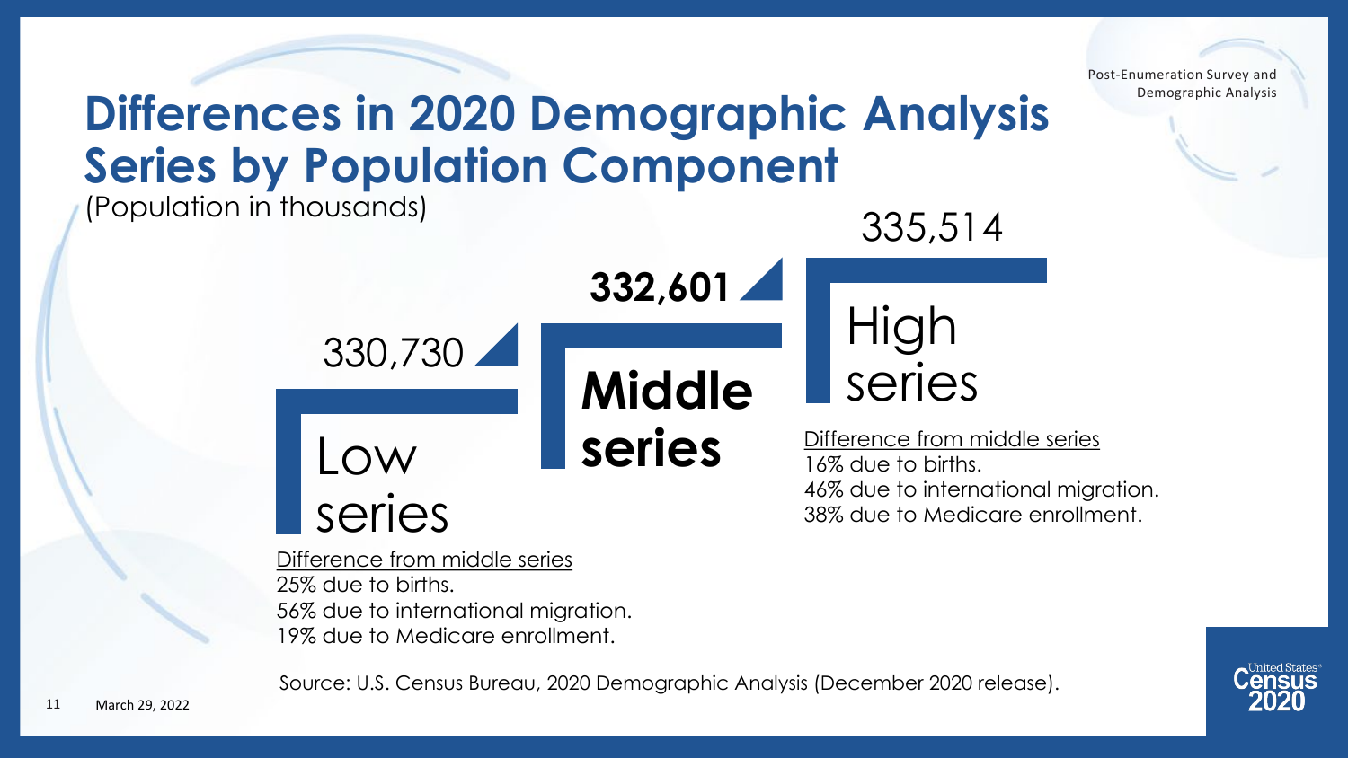# Differences in 2020 Demographic Analysis Series by Population Component

(Population in thousands)

**Low series**: 330,730

Difference from middle series
- 25% due to births.
- 56% due to international migration.
- 19% due to Medicare enrollment.

**Middle series**: **332,601**

**High series**: 335,514

Difference from middle series
- 16% due to births.
- 46% due to international migration.
- 38% due to Medicare enrollment.

Source: U.S. Census Bureau, 2020 Demographic Analysis (December 2020 release).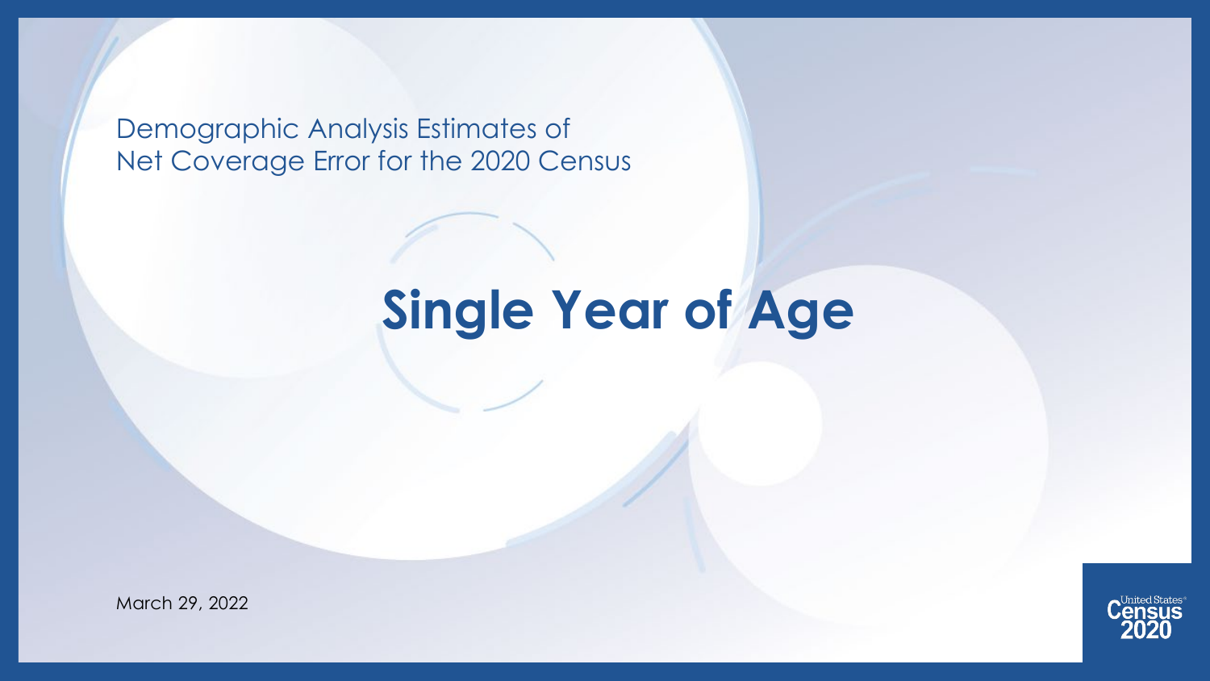Demographic Analysis Estimates of
Net Coverage Error for the 2020 Census

# Single Year of Age

March 29, 2022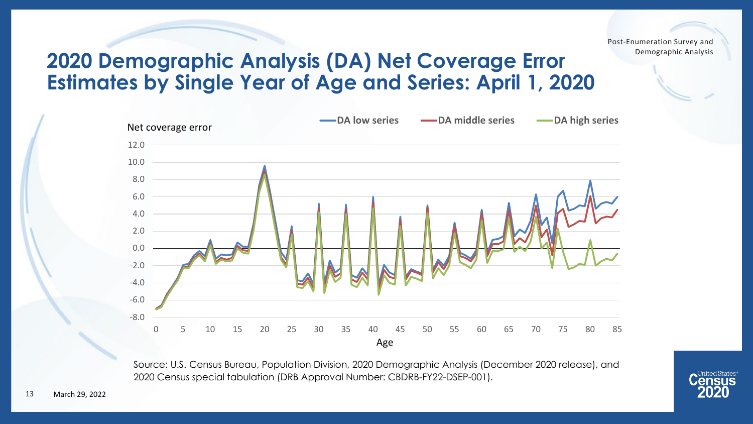# 2020 Demographic Analysis (DA) Net Coverage Error Estimates by Single Year of Age and Series: April 1, 2020

Source: U.S. Census Bureau, Population Division, 2020 Demographic Analysis (December 2020 release), and 2020 Census special tabulation (DRB Approval Number: CBDRB-FY22-DSEP-001).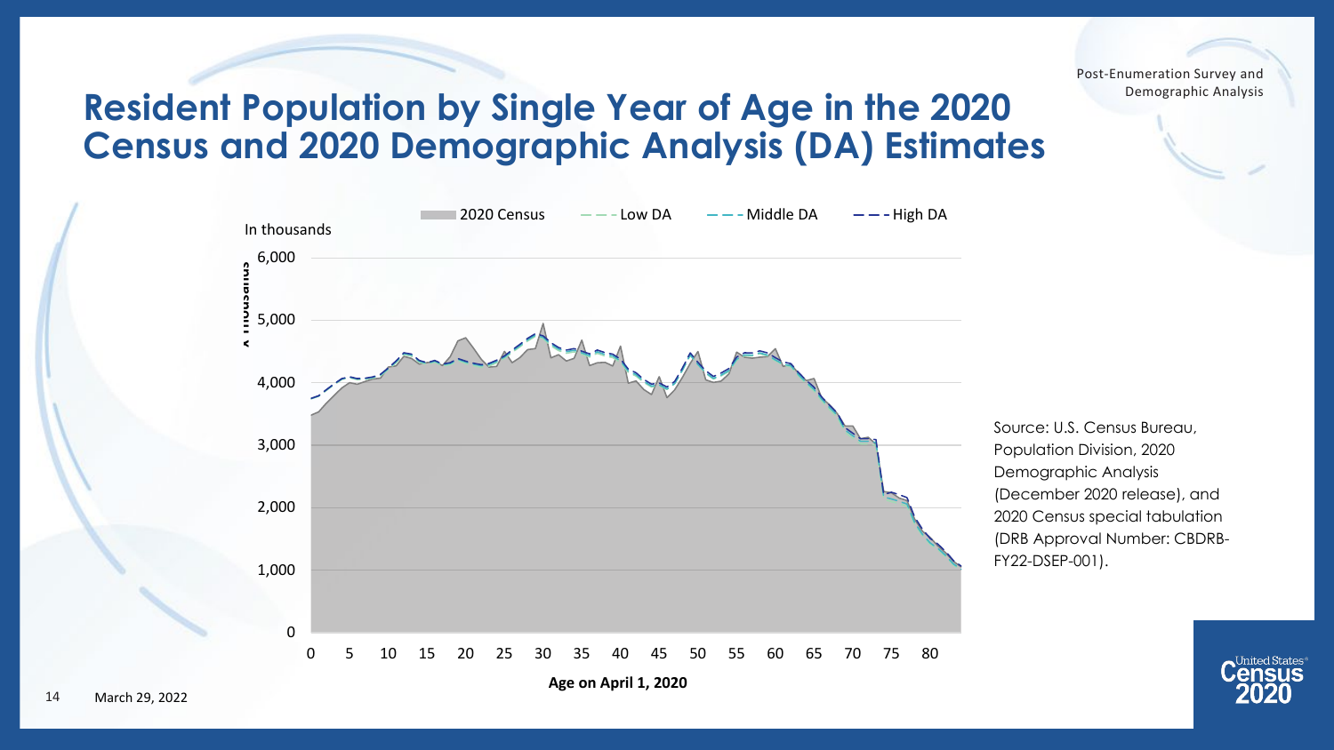# Resident Population by Single Year of Age in the 2020 Census and 2020 Demographic Analysis (DA) Estimates

2020 Census | Low DA | Middle DA | High DA

In thousands

6,000
5,000
4,000
3,000
2,000
1,000
0

0 5 10 15 20 25 30 35 40 45 50 55 60 65 70 75 80

Age on April 1, 2020

Source: U.S. Census Bureau, Population Division, 2020 Demographic Analysis (December 2020 release), and 2020 Census special tabulation (DRB Approval Number: CBDRB-FY22-DSEP-001).

March 29, 2022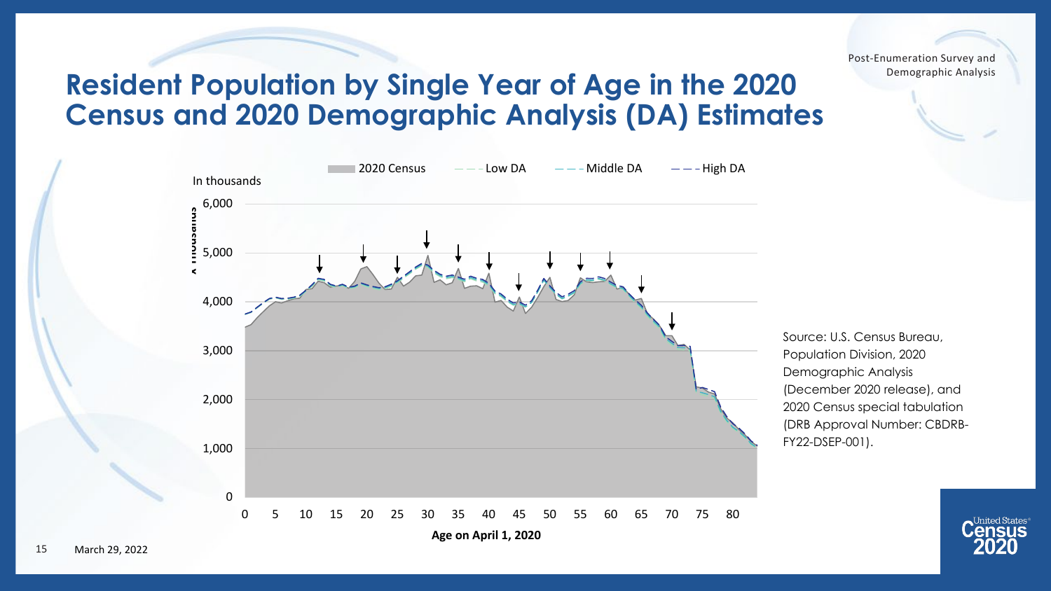# Resident Population by Single Year of Age in the 2020 Census and 2020 Demographic Analysis (DA) Estimates

Source: U.S. Census Bureau, Population Division, 2020 Demographic Analysis (December 2020 release), and 2020 Census special tabulation (DRB Approval Number: CBDRB-FY22-DSEP-001).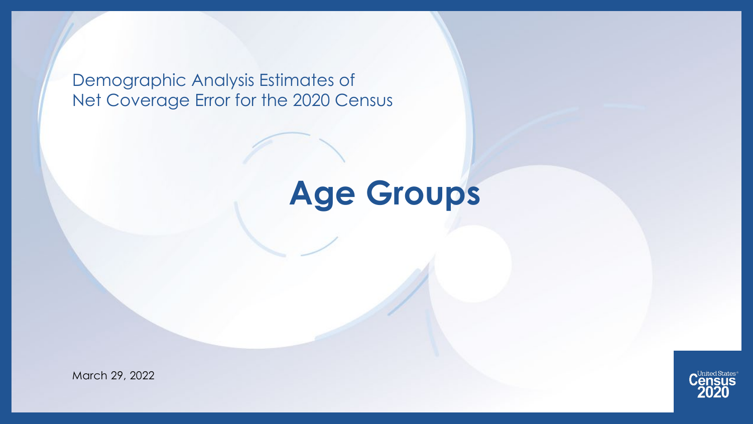Demographic Analysis Estimates of Net Coverage Error for the 2020 Census

# Age Groups

March 29, 2022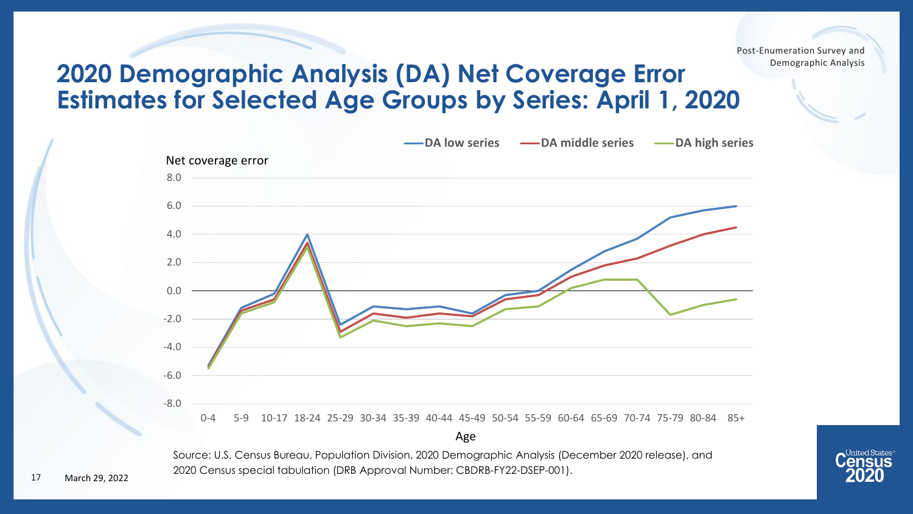# 2020 Demographic Analysis (DA) Net Coverage Error Estimates for Selected Age Groups by Series: April 1, 2020

DA low series — DA middle series — DA high series

Net coverage error

Age: 0-4, 5-9, 10-17, 18-24, 25-29, 30-34, 35-39, 40-44, 45-49, 50-54, 55-59, 60-64, 65-69, 70-74, 75-79, 80-84, 85+

Source: U.S. Census Bureau, Population Division, 2020 Demographic Analysis (December 2020 release), and 2020 Census special tabulation (DRB Approval Number: CBDRB-FY22-DSEP-001).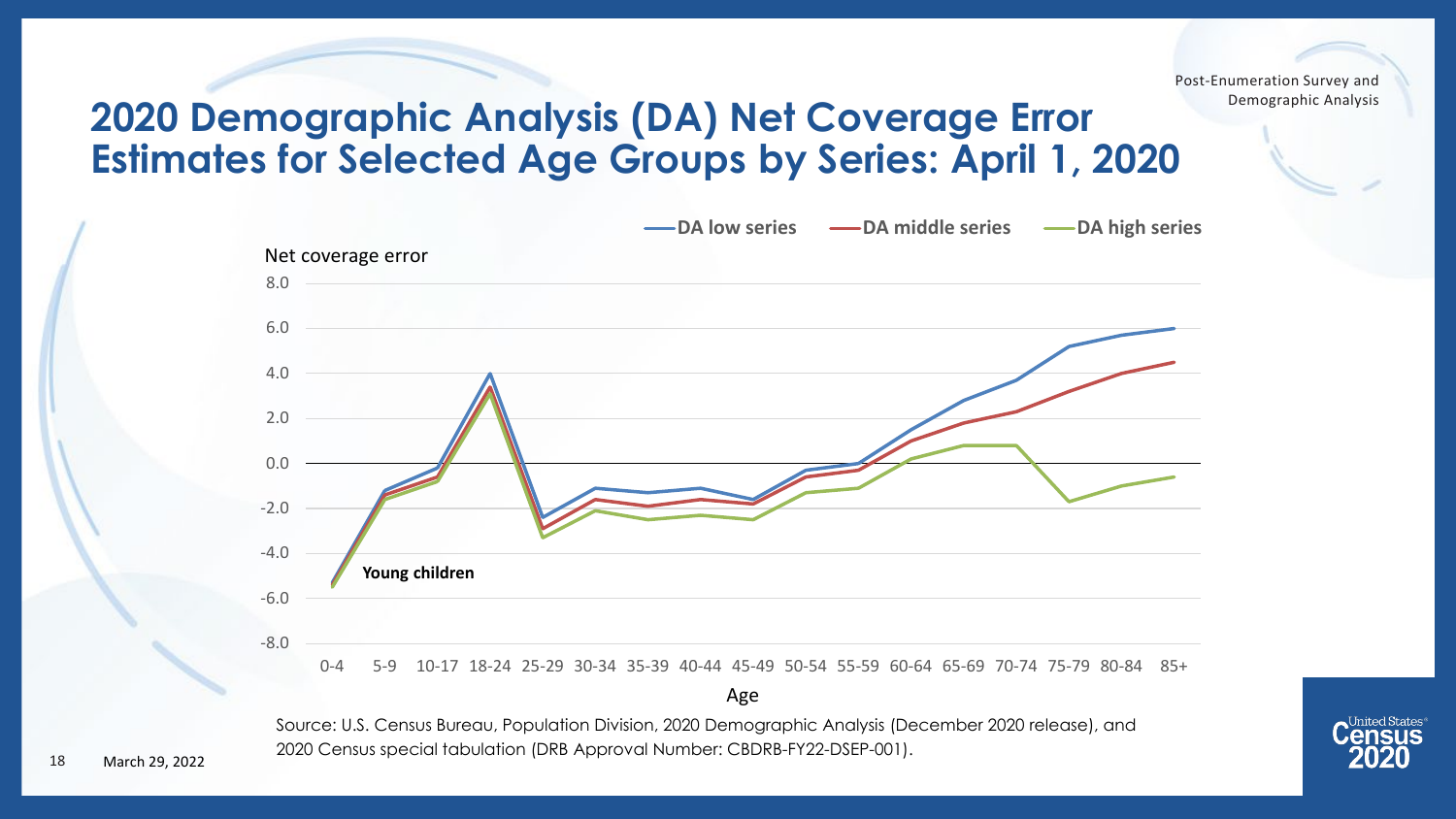# 2020 Demographic Analysis (DA) Net Coverage Error Estimates for Selected Age Groups by Series: April 1, 2020

DA low series | DA middle series | DA high series

Net coverage error

8.0
6.0
4.0
2.0
0.0
-2.0
-4.0
-6.0
-8.0

Young children

0-4 5-9 10-17 18-24 25-29 30-34 35-39 40-44 45-49 50-54 55-59 60-64 65-69 70-74 75-79 80-84 85+

Age

Source: U.S. Census Bureau, Population Division, 2020 Demographic Analysis (December 2020 release), and 2020 Census special tabulation (DRB Approval Number: CBDRB-FY22-DSEP-001).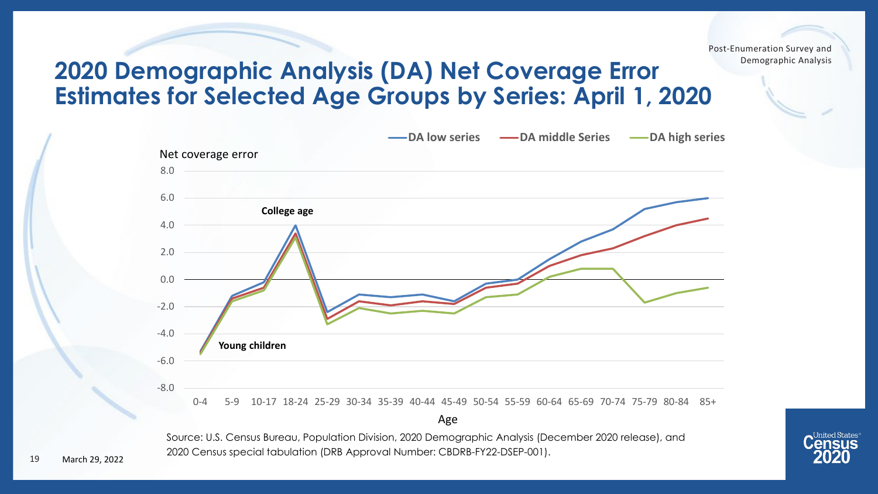# 2020 Demographic Analysis (DA) Net Coverage Error Estimates for Selected Age Groups by Series: April 1, 2020

DA low series — DA middle Series — DA high series

Net coverage error

8.0
6.0
4.0
2.0
0.0
-2.0
-4.0
-6.0
-8.0

College age

Young children

0-4 5-9 10-17 18-24 25-29 30-34 35-39 40-44 45-49 50-54 55-59 60-64 65-69 70-74 75-79 80-84 85+

Age

Source: U.S. Census Bureau, Population Division, 2020 Demographic Analysis (December 2020 release), and 2020 Census special tabulation (DRB Approval Number: CBDRB-FY22-DSEP-001).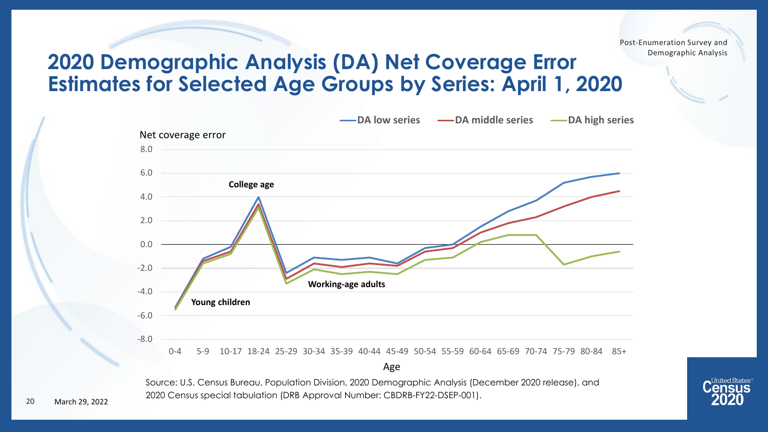# 2020 Demographic Analysis (DA) Net Coverage Error Estimates for Selected Age Groups by Series: April 1, 2020

DA low series — DA middle series — DA high series

Net coverage error

College age

Working-age adults

Young children

Age

Source: U.S. Census Bureau, Population Division, 2020 Demographic Analysis (December 2020 release), and 2020 Census special tabulation (DRB Approval Number: CBDRB-FY22-DSEP-001).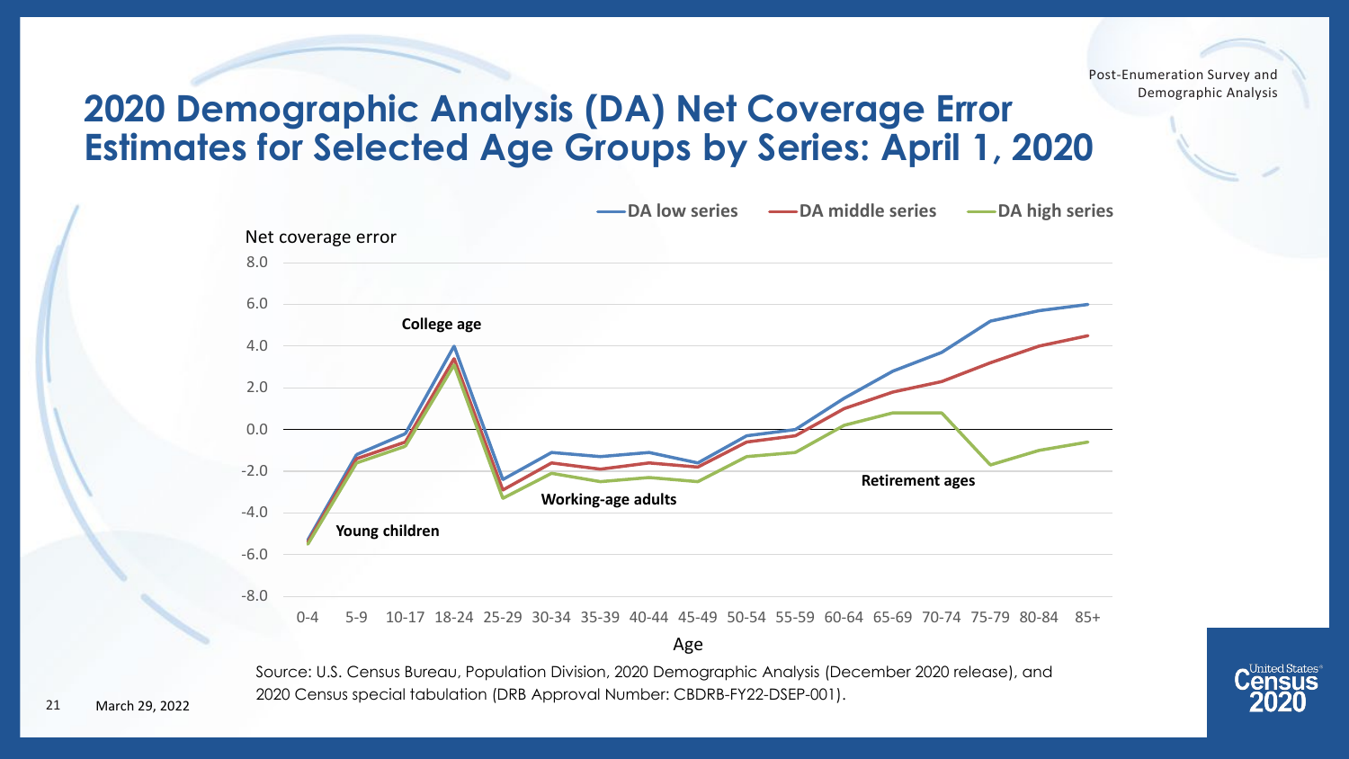# 2020 Demographic Analysis (DA) Net Coverage Error Estimates for Selected Age Groups by Series: April 1, 2020

Source: U.S. Census Bureau, Population Division, 2020 Demographic Analysis (December 2020 release), and 2020 Census special tabulation (DRB Approval Number: CBDRB-FY22-DSEP-001).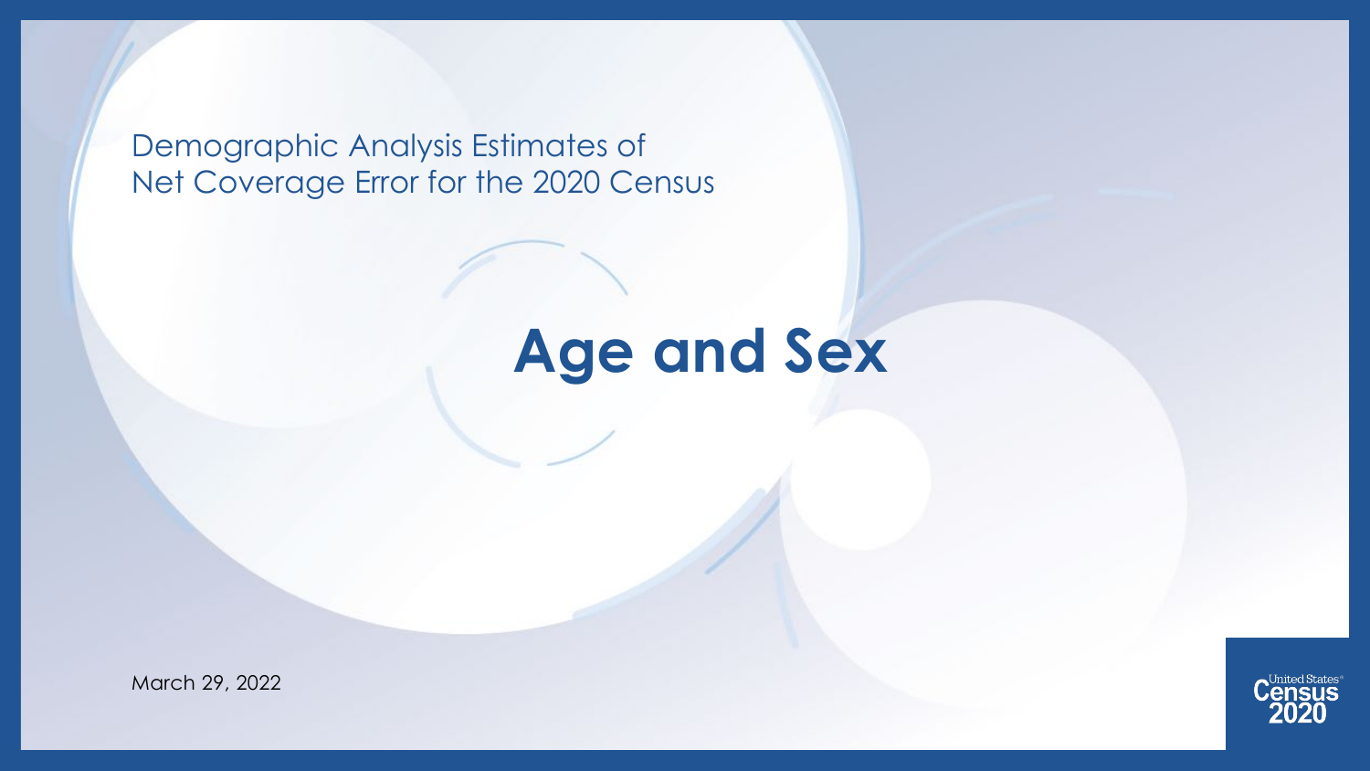Demographic Analysis Estimates of
Net Coverage Error for the 2020 Census

# Age and Sex

March 29, 2022

United States Census 2020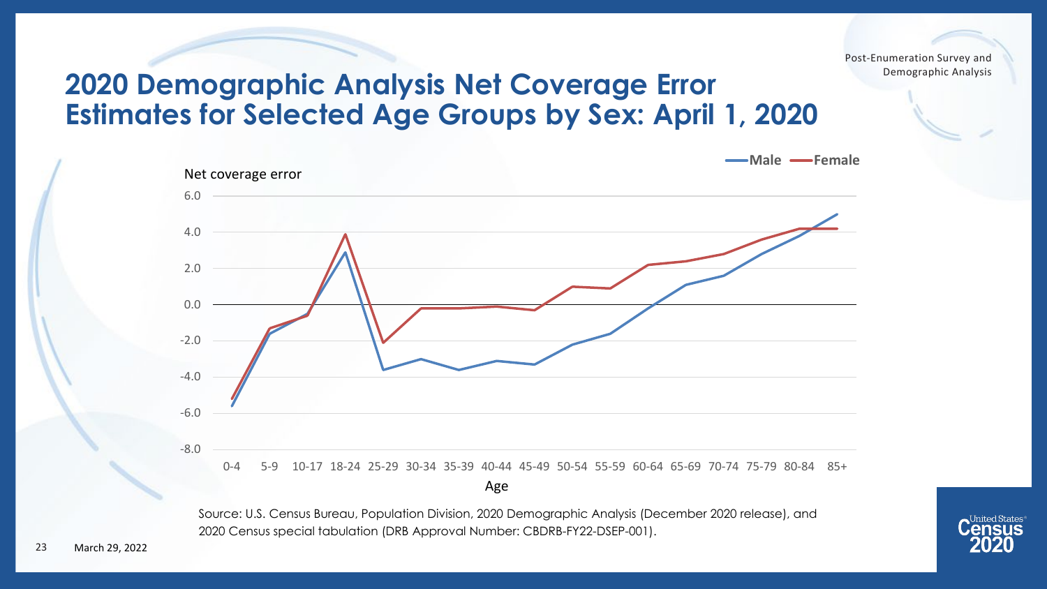# 2020 Demographic Analysis Net Coverage Error Estimates for Selected Age Groups by Sex: April 1, 2020

Post-Enumeration Survey and Demographic Analysis

Net coverage error

Male, Female

6.0, 4.0, 2.0, 0.0, -2.0, -4.0, -6.0, -8.0

0-4, 5-9, 10-17, 18-24, 25-29, 30-34, 35-39, 40-44, 45-49, 50-54, 55-59, 60-64, 65-69, 70-74, 75-79, 80-84, 85+

Age

Source: U.S. Census Bureau, Population Division, 2020 Demographic Analysis (December 2020 release), and 2020 Census special tabulation (DRB Approval Number: CBDRB-FY22-DSEP-001).

March 29, 2022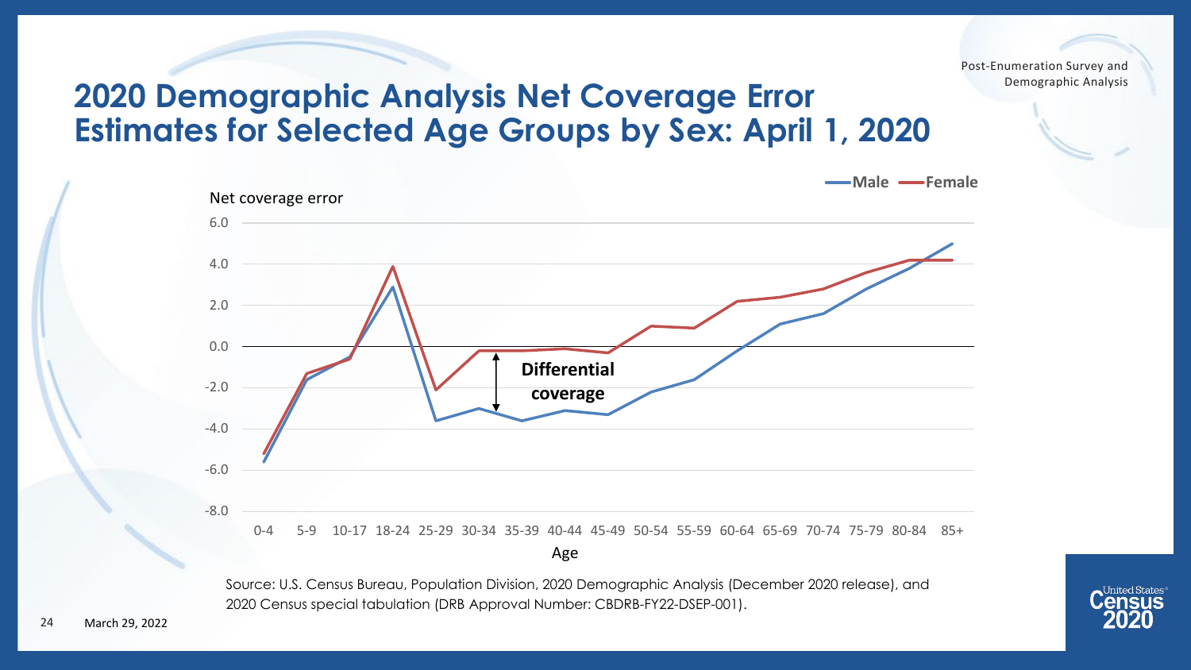# 2020 Demographic Analysis Net Coverage Error Estimates for Selected Age Groups by Sex: April 1, 2020

Source: U.S. Census Bureau, Population Division, 2020 Demographic Analysis (December 2020 release), and 2020 Census special tabulation (DRB Approval Number: CBDRB-FY22-DSEP-001).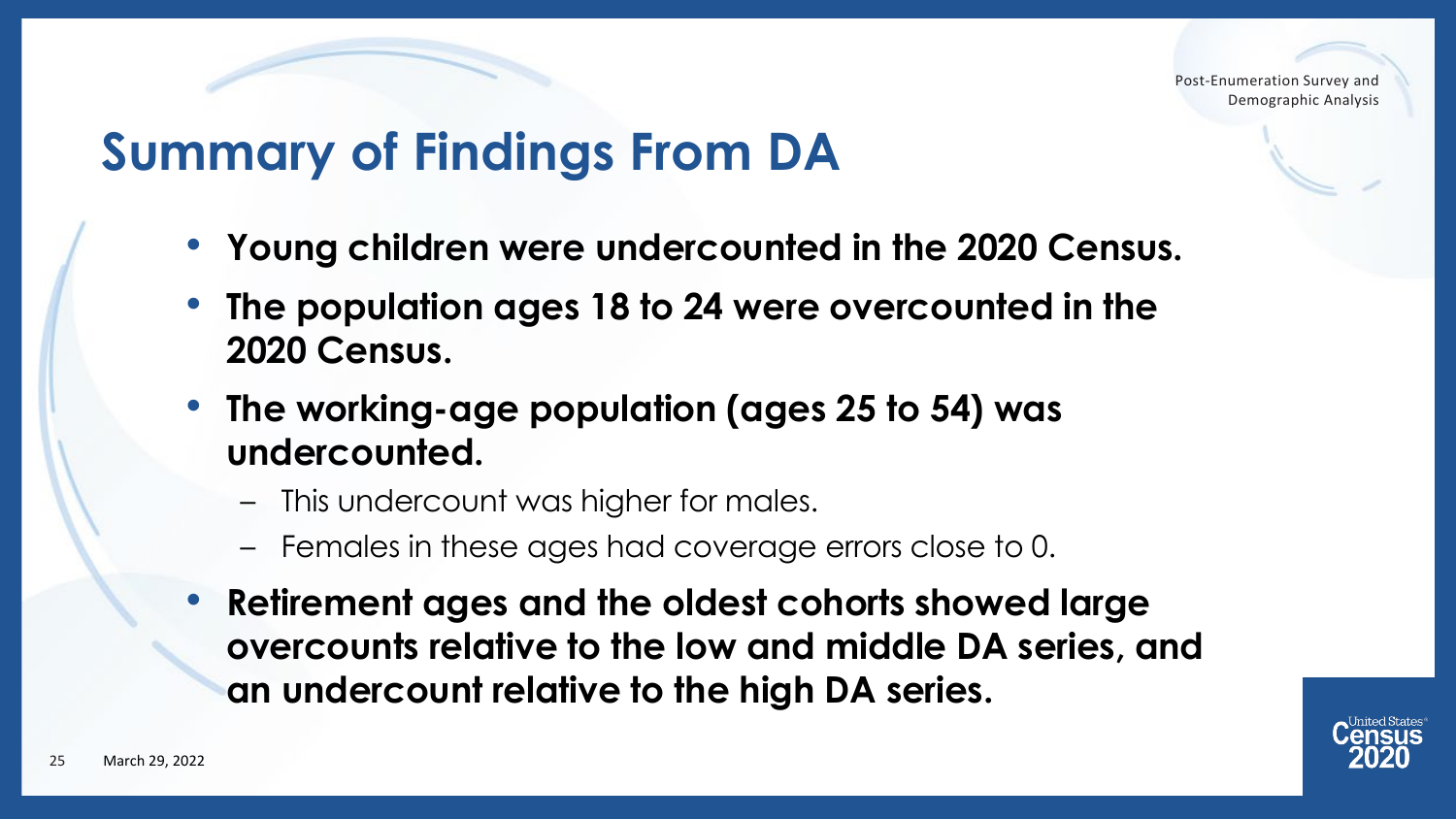# Summary of Findings From DA

- **Young children were undercounted in the 2020 Census.**
- **The population ages 18 to 24 were overcounted in the 2020 Census.**
- **The working-age population (ages 25 to 54) was undercounted.**
  - This undercount was higher for males.
  - Females in these ages had coverage errors close to 0.
- **Retirement ages and the oldest cohorts showed large overcounts relative to the low and middle DA series, and an undercount relative to the high DA series.**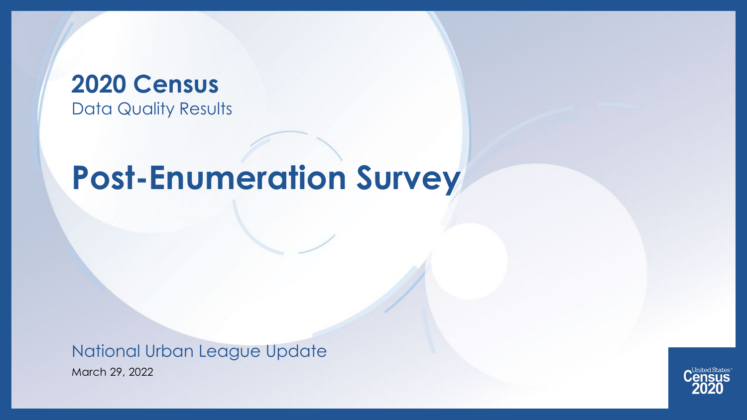# 2020 Census

Data Quality Results

# Post-Enumeration Survey

National Urban League Update

March 29, 2022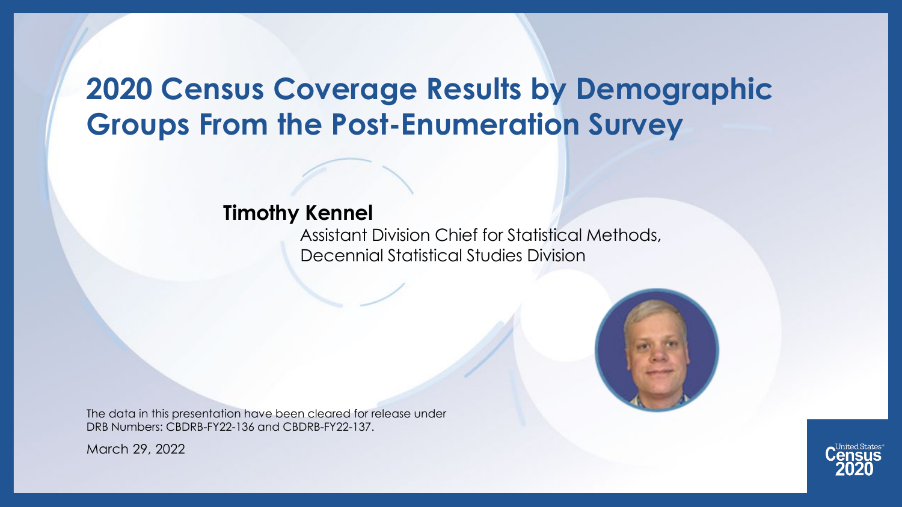# 2020 Census Coverage Results by Demographic Groups From the Post-Enumeration Survey

**Timothy Kennel**

Assistant Division Chief for Statistical Methods,
Decennial Statistical Studies Division

The data in this presentation have been cleared for release under DRB Numbers: CBDRB-FY22-136 and CBDRB-FY22-137.

March 29, 2022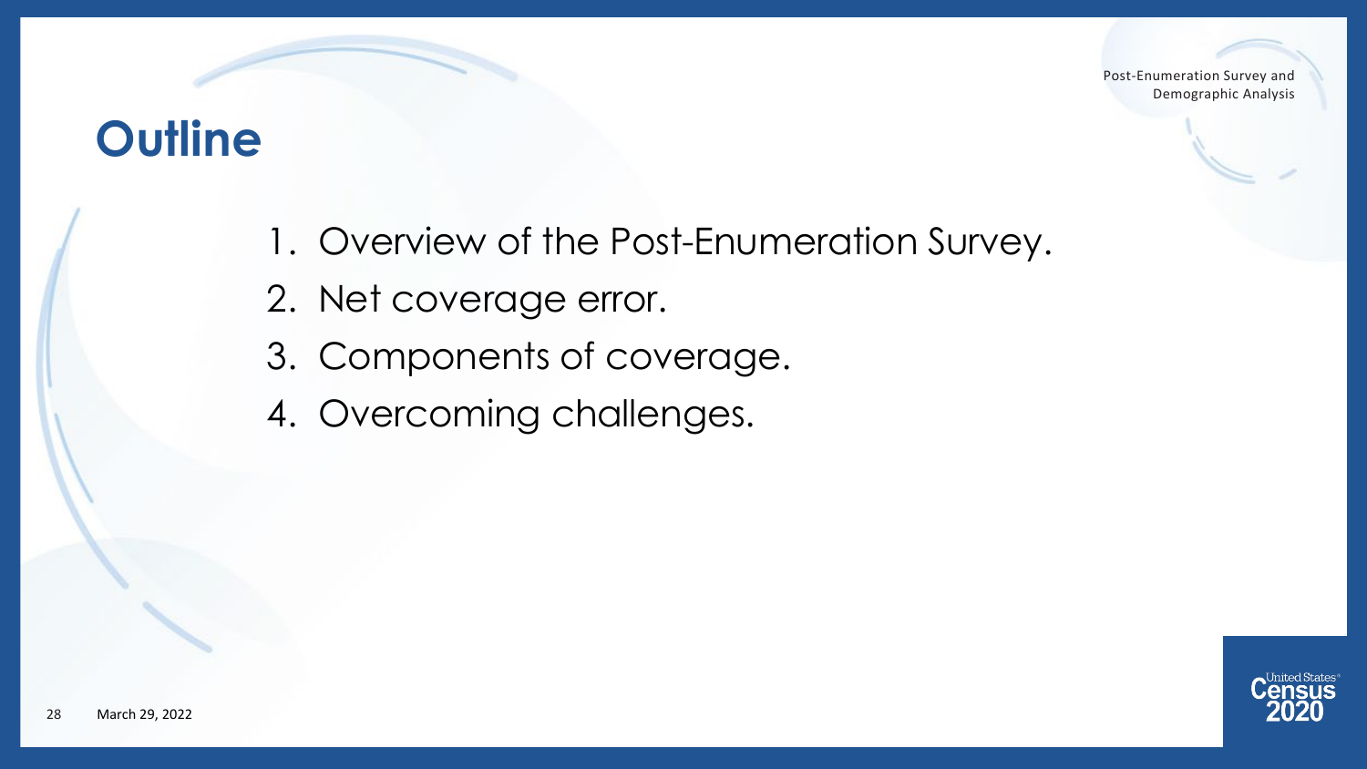# Outline

1. Overview of the Post-Enumeration Survey.
2. Net coverage error.
3. Components of coverage.
4. Overcoming challenges.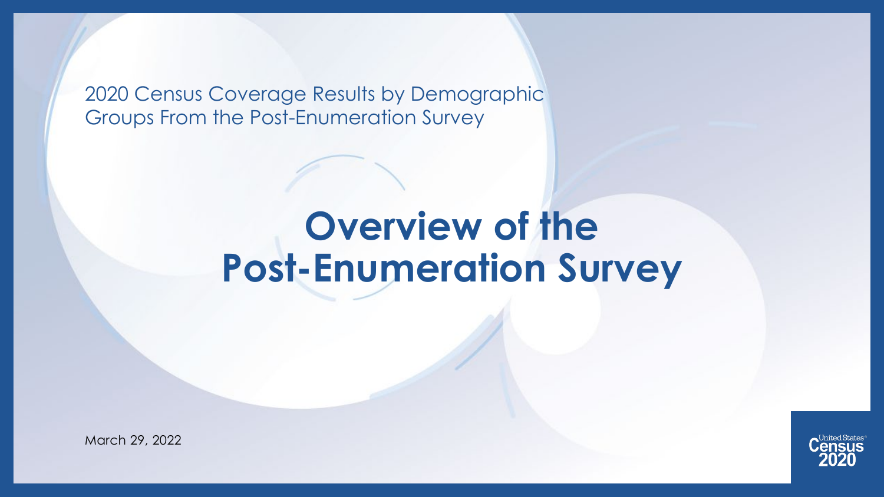2020 Census Coverage Results by Demographic Groups From the Post-Enumeration Survey

# Overview of the Post-Enumeration Survey

March 29, 2022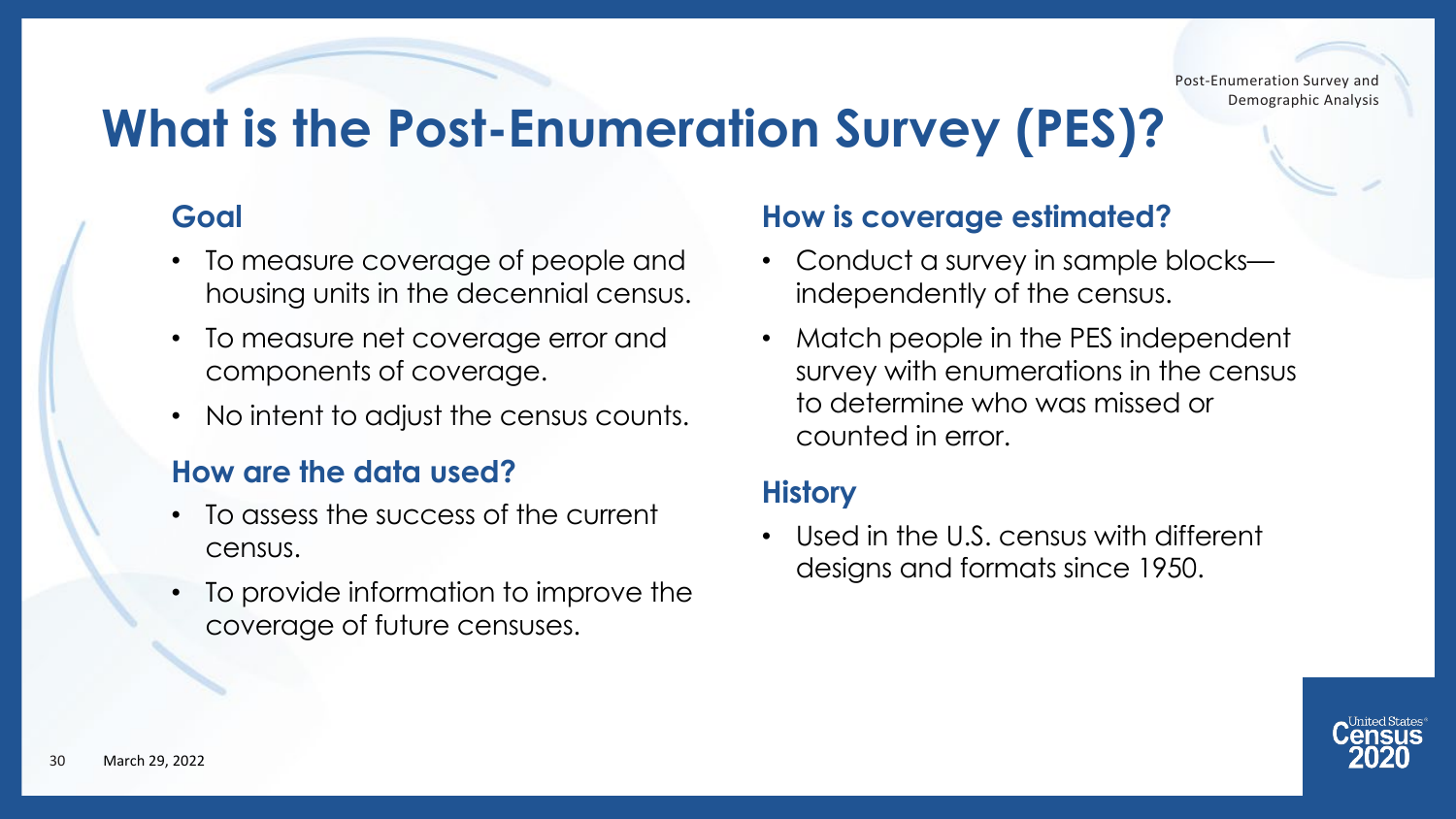# What is the Post-Enumeration Survey (PES)?

## Goal

- To measure coverage of people and housing units in the decennial census.
- To measure net coverage error and components of coverage.
- No intent to adjust the census counts.

## How are the data used?

- To assess the success of the current census.
- To provide information to improve the coverage of future censuses.

## How is coverage estimated?

- Conduct a survey in sample blocks—independently of the census.
- Match people in the PES independent survey with enumerations in the census to determine who was missed or counted in error.

## History

- Used in the U.S. census with different designs and formats since 1950.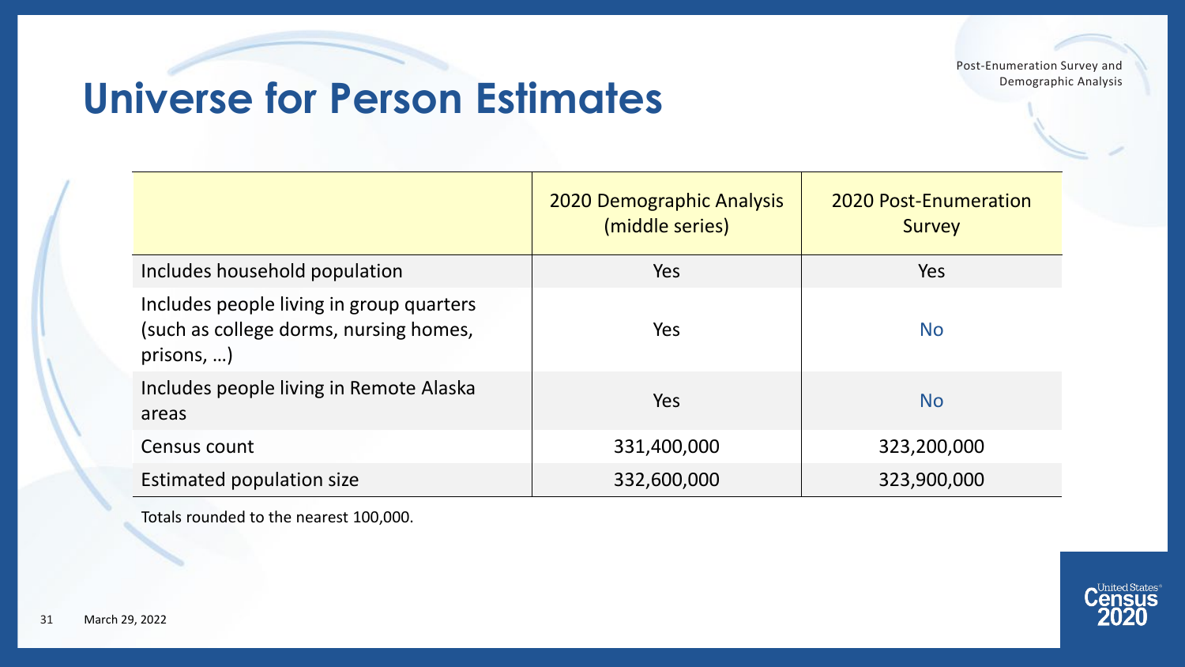# Universe for Person Estimates

| | 2020 Demographic Analysis (middle series) | 2020 Post-Enumeration Survey |
|---|---|---|
| Includes household population | Yes | Yes |
| Includes people living in group quarters (such as college dorms, nursing homes, prisons, …) | Yes | No |
| Includes people living in Remote Alaska areas | Yes | No |
| Census count | 331,400,000 | 323,200,000 |
| Estimated population size | 332,600,000 | 323,900,000 |

Totals rounded to the nearest 100,000.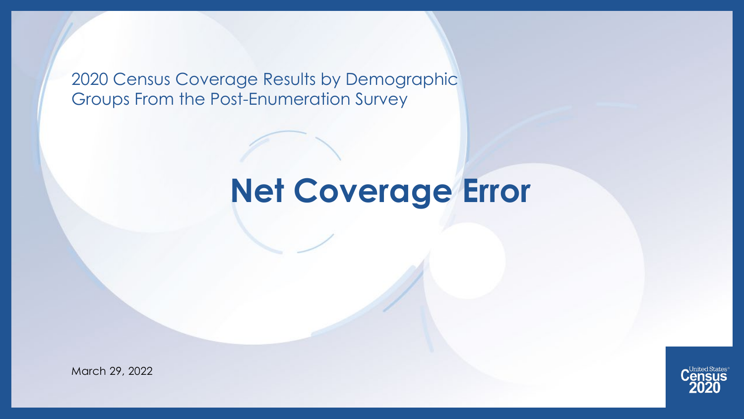2020 Census Coverage Results by Demographic Groups From the Post-Enumeration Survey

# Net Coverage Error

March 29, 2022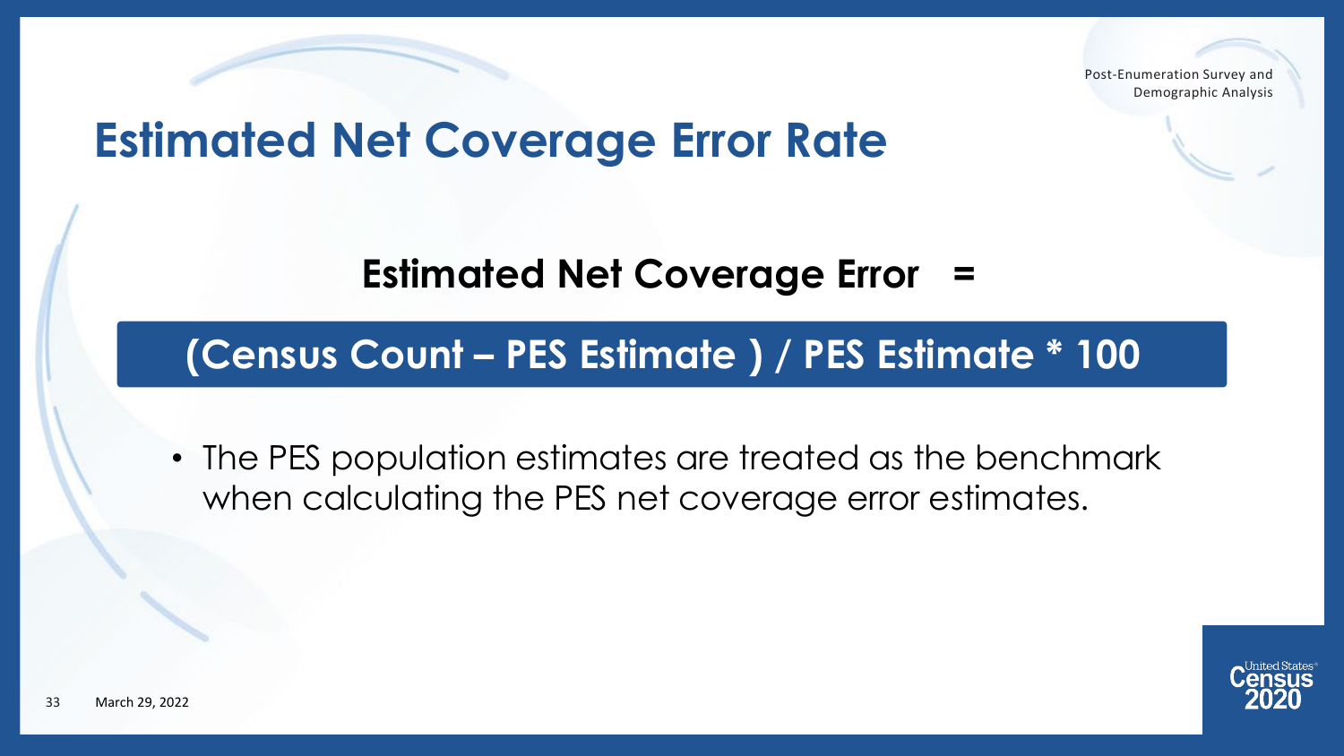# Estimated Net Coverage Error Rate

**Estimated Net Coverage Error =**

**(Census Count – PES Estimate ) / PES Estimate * 100**

- The PES population estimates are treated as the benchmark when calculating the PES net coverage error estimates.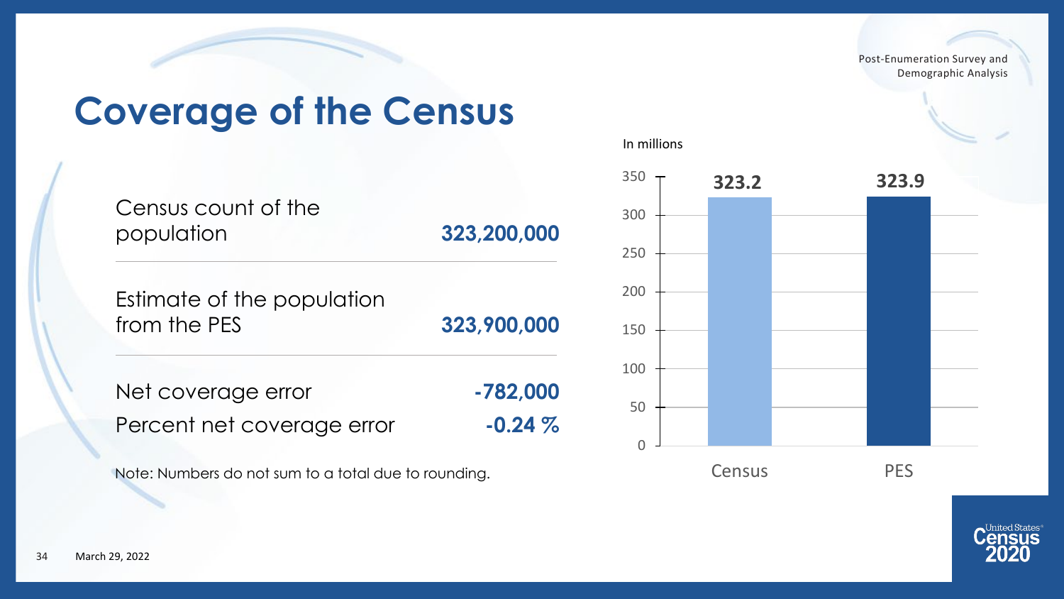# Coverage of the Census

| | |
|---|---|
| Census count of the population | **323,200,000** |
| Estimate of the population from the PES | **323,900,000** |
| Net coverage error | **-782,000** |
| Percent net coverage error | **-0.24 %** |

Note: Numbers do not sum to a total due to rounding.

In millions

| | Census | PES |
|---|---|---|
| Population (millions) | **323.2** | **323.9** |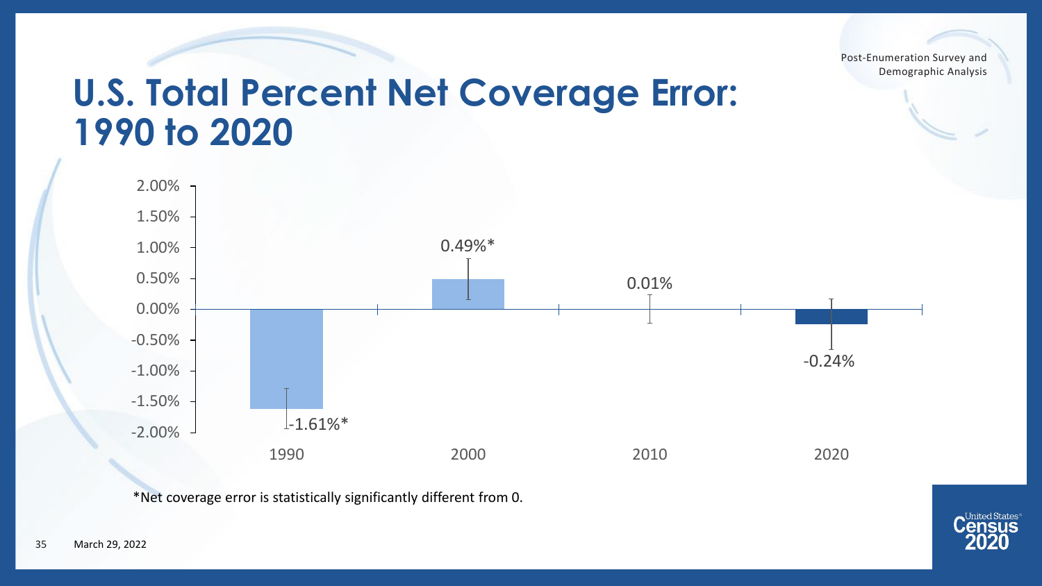Post-Enumeration Survey and Demographic Analysis

# U.S. Total Percent Net Coverage Error: 1990 to 2020

| Year | Net Coverage Error |
| --- | --- |
| 1990 | -1.61%* |
| 2000 | 0.49%* |
| 2010 | 0.01% |
| 2020 | -0.24% |

*Net coverage error is statistically significantly different from 0.

March 29, 2022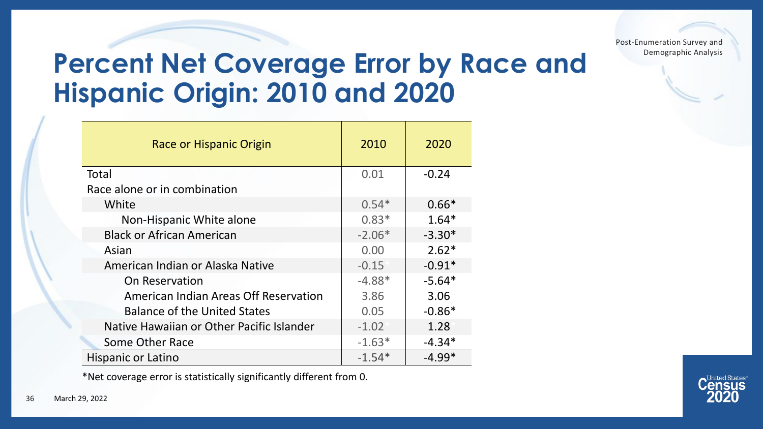Post-Enumeration Survey and Demographic Analysis

# Percent Net Coverage Error by Race and Hispanic Origin: 2010 and 2020

| Race or Hispanic Origin | 2010 | 2020 |
|---|---|---|
| Total | 0.01 | -0.24 |
| Race alone or in combination | | |
| White | 0.54* | 0.66* |
| Non-Hispanic White alone | 0.83* | 1.64* |
| Black or African American | -2.06* | -3.30* |
| Asian | 0.00 | 2.62* |
| American Indian or Alaska Native | -0.15 | -0.91* |
| On Reservation | -4.88* | -5.64* |
| American Indian Areas Off Reservation | 3.86 | 3.06 |
| Balance of the United States | 0.05 | -0.86* |
| Native Hawaiian or Other Pacific Islander | -1.02 | 1.28 |
| Some Other Race | -1.63* | -4.34* |
| Hispanic or Latino | -1.54* | -4.99* |

*Net coverage error is statistically significantly different from 0.

March 29, 2022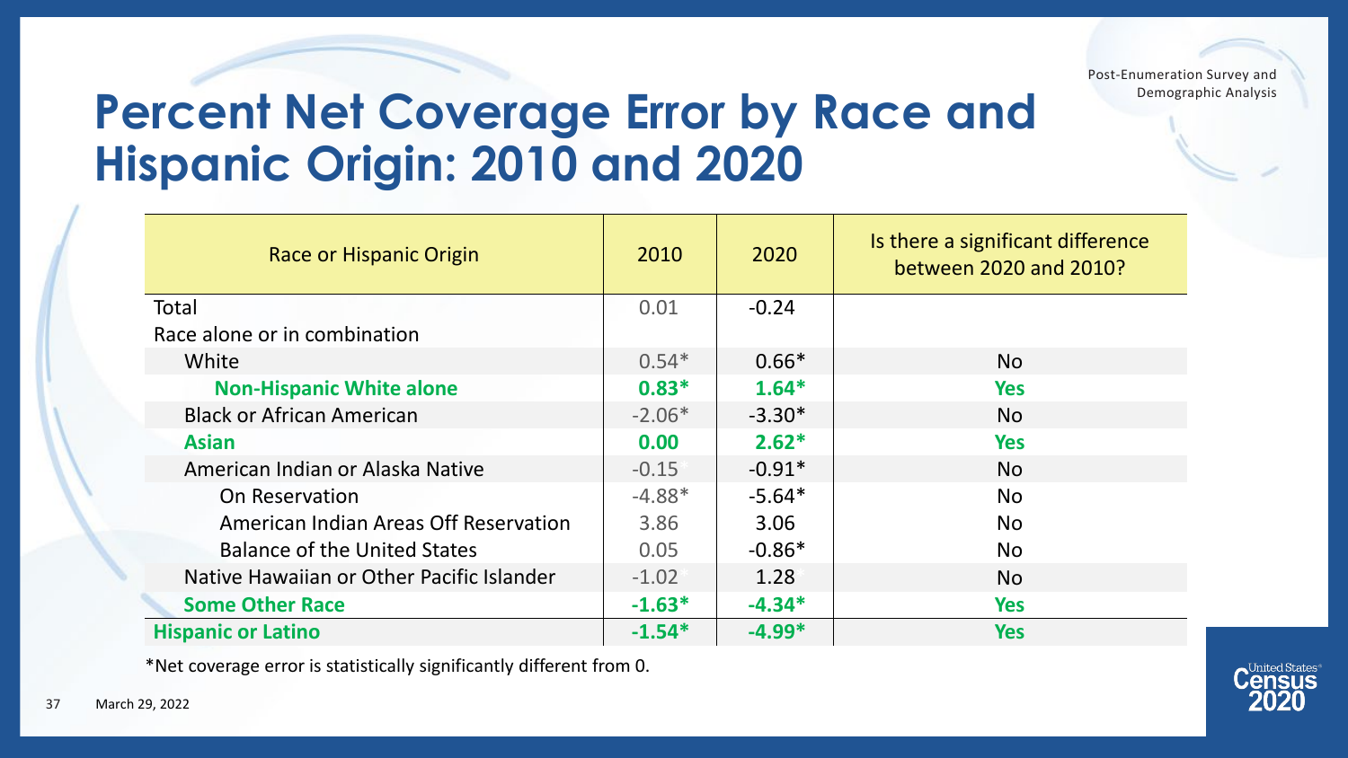Post-Enumeration Survey and Demographic Analysis

# Percent Net Coverage Error by Race and Hispanic Origin: 2010 and 2020

| Race or Hispanic Origin | 2010 | 2020 | Is there a significant difference between 2020 and 2010? |
|---|---|---|---|
| Total | 0.01 | -0.24 | |
| Race alone or in combination | | | |
| White | 0.54* | 0.66* | No |
| **Non-Hispanic White alone** | **0.83*** | **1.64*** | **Yes** |
| Black or African American | -2.06* | -3.30* | No |
| **Asian** | **0.00** | **2.62*** | **Yes** |
| American Indian or Alaska Native | -0.15 | -0.91* | No |
| On Reservation | -4.88* | -5.64* | No |
| American Indian Areas Off Reservation | 3.86 | 3.06 | No |
| Balance of the United States | 0.05 | -0.86* | No |
| Native Hawaiian or Other Pacific Islander | -1.02 | 1.28 | No |
| **Some Other Race** | **-1.63*** | **-4.34*** | **Yes** |
| **Hispanic or Latino** | **-1.54*** | **-4.99*** | **Yes** |

*Net coverage error is statistically significantly different from 0.

March 29, 2022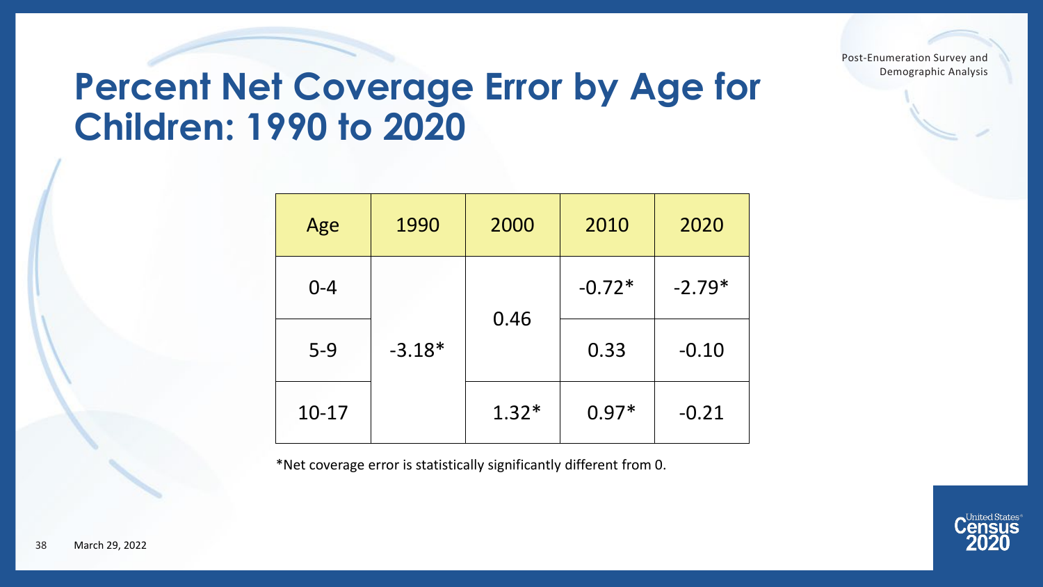# Percent Net Coverage Error by Age for Children: 1990 to 2020

| Age | 1990 | 2000 | 2010 | 2020 |
|---|---|---|---|---|
| 0-4 | -3.18* | 0.46 | -0.72* | -2.79* |
| 5-9 | | | 0.33 | -0.10 |
| 10-17 | | 1.32* | 0.97* | -0.21 |

*Net coverage error is statistically significantly different from 0.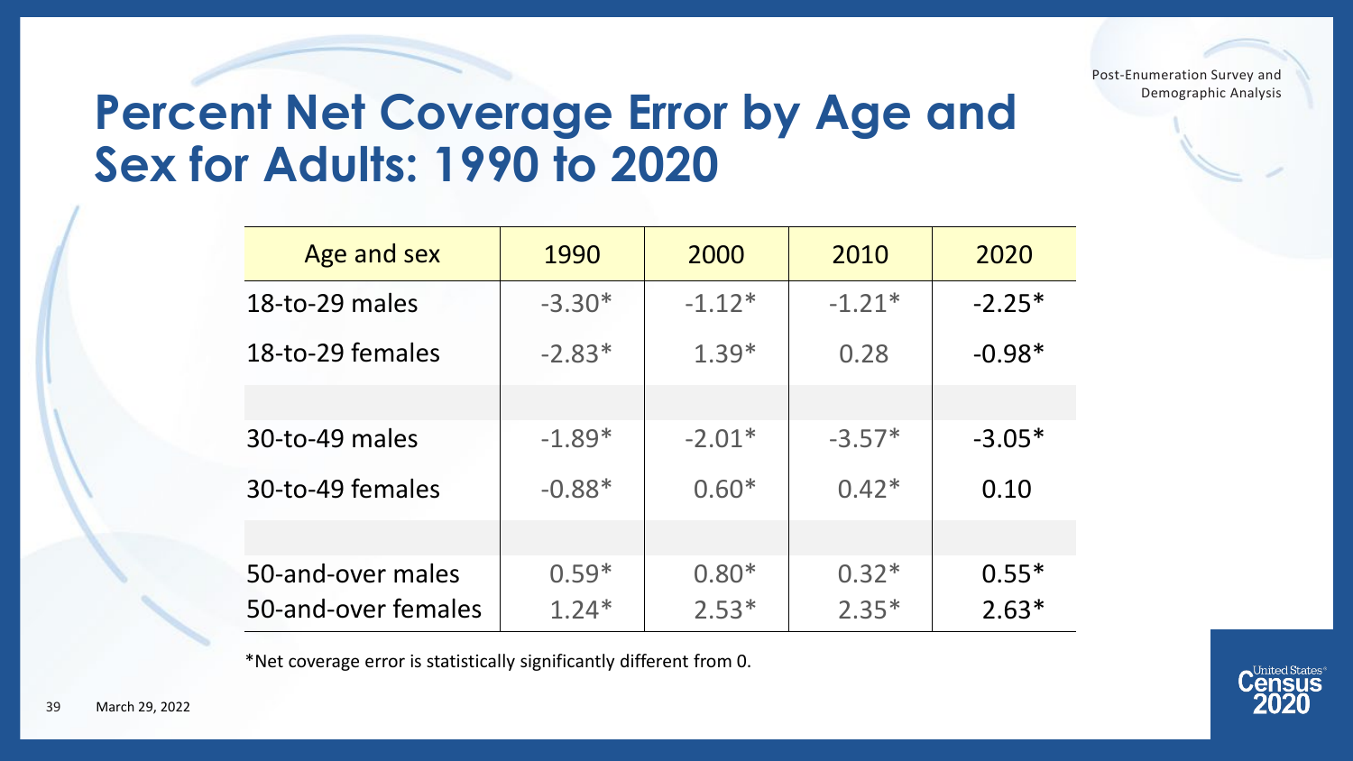Post-Enumeration Survey and Demographic Analysis

# Percent Net Coverage Error by Age and Sex for Adults: 1990 to 2020

| Age and sex | 1990 | 2000 | 2010 | 2020 |
|---|---|---|---|---|
| 18-to-29 males | -3.30* | -1.12* | -1.21* | -2.25* |
| 18-to-29 females | -2.83* | 1.39* | 0.28 | -0.98* |
| | | | | |
| 30-to-49 males | -1.89* | -2.01* | -3.57* | -3.05* |
| 30-to-49 females | -0.88* | 0.60* | 0.42* | 0.10 |
| | | | | |
| 50-and-over males | 0.59* | 0.80* | 0.32* | 0.55* |
| 50-and-over females | 1.24* | 2.53* | 2.35* | 2.63* |

*Net coverage error is statistically significantly different from 0.

March 29, 2022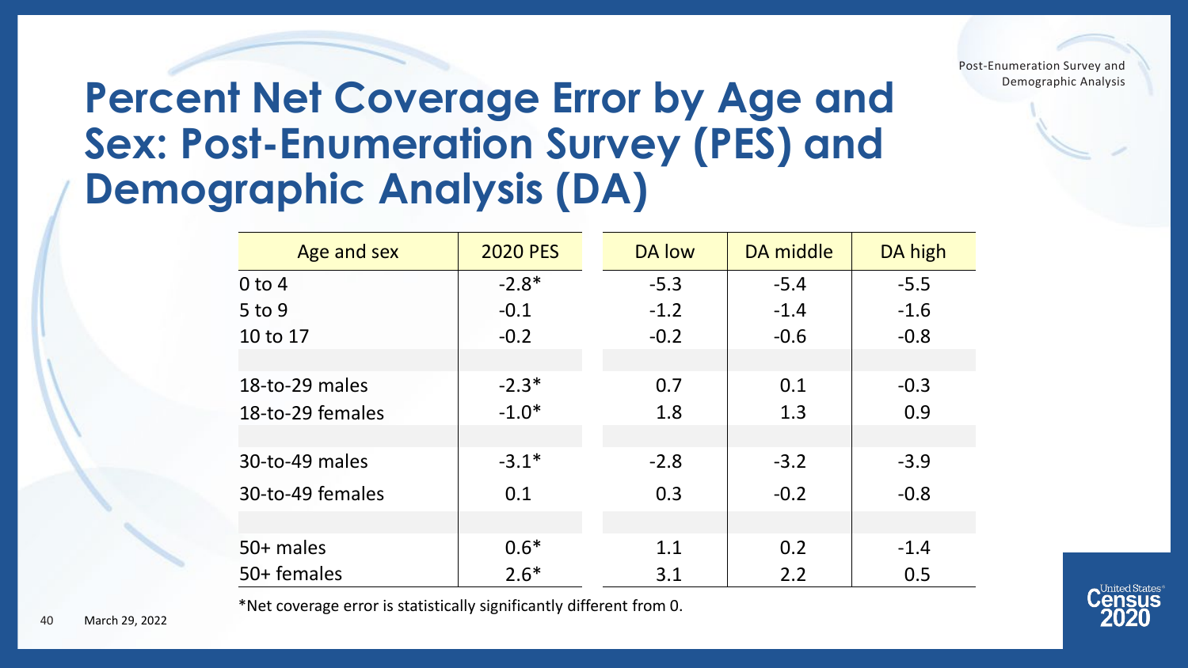# Percent Net Coverage Error by Age and Sex: Post-Enumeration Survey (PES) and Demographic Analysis (DA)

| Age and sex | 2020 PES | DA low | DA middle | DA high |
|---|---|---|---|---|
| 0 to 4 | -2.8* | -5.3 | -5.4 | -5.5 |
| 5 to 9 | -0.1 | -1.2 | -1.4 | -1.6 |
| 10 to 17 | -0.2 | -0.2 | -0.6 | -0.8 |
| | | | | |
| 18-to-29 males | -2.3* | 0.7 | 0.1 | -0.3 |
| 18-to-29 females | -1.0* | 1.8 | 1.3 | 0.9 |
| | | | | |
| 30-to-49 males | -3.1* | -2.8 | -3.2 | -3.9 |
| 30-to-49 females | 0.1 | 0.3 | -0.2 | -0.8 |
| | | | | |
| 50+ males | 0.6* | 1.1 | 0.2 | -1.4 |
| 50+ females | 2.6* | 3.1 | 2.2 | 0.5 |

*Net coverage error is statistically significantly different from 0.

March 29, 2022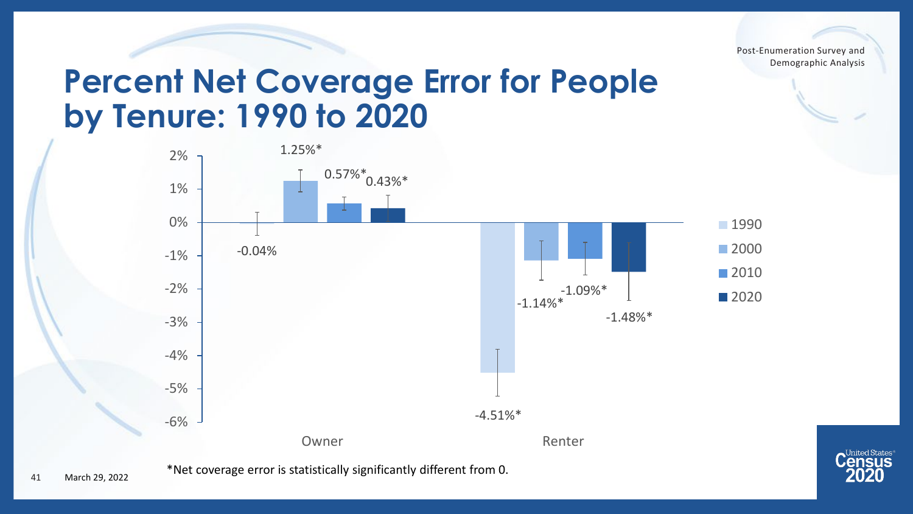Post-Enumeration Survey and Demographic Analysis

# Percent Net Coverage Error for People by Tenure: 1990 to 2020

| Tenure | 1990 | 2000 | 2010 | 2020 |
|---|---|---|---|---|
| Owner | -0.04% | 1.25%* | 0.57%* | 0.43%* |
| Renter | -4.51%* | -1.14%* | -1.09%* | -1.48%* |

*Net coverage error is statistically significantly different from 0.

March 29, 2022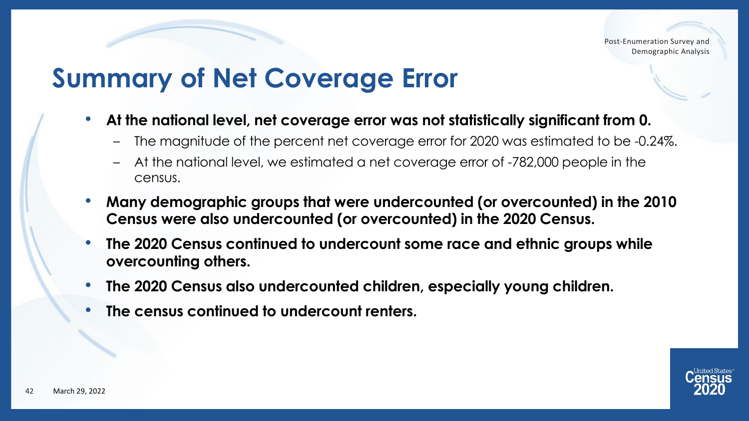# Summary of Net Coverage Error

- **At the national level, net coverage error was not statistically significant from 0.**
  - The magnitude of the percent net coverage error for 2020 was estimated to be -0.24%.
  - At the national level, we estimated a net coverage error of -782,000 people in the census.
- **Many demographic groups that were undercounted (or overcounted) in the 2010 Census were also undercounted (or overcounted) in the 2020 Census.**
- **The 2020 Census continued to undercount some race and ethnic groups while overcounting others.**
- **The 2020 Census also undercounted children, especially young children.**
- **The census continued to undercount renters.**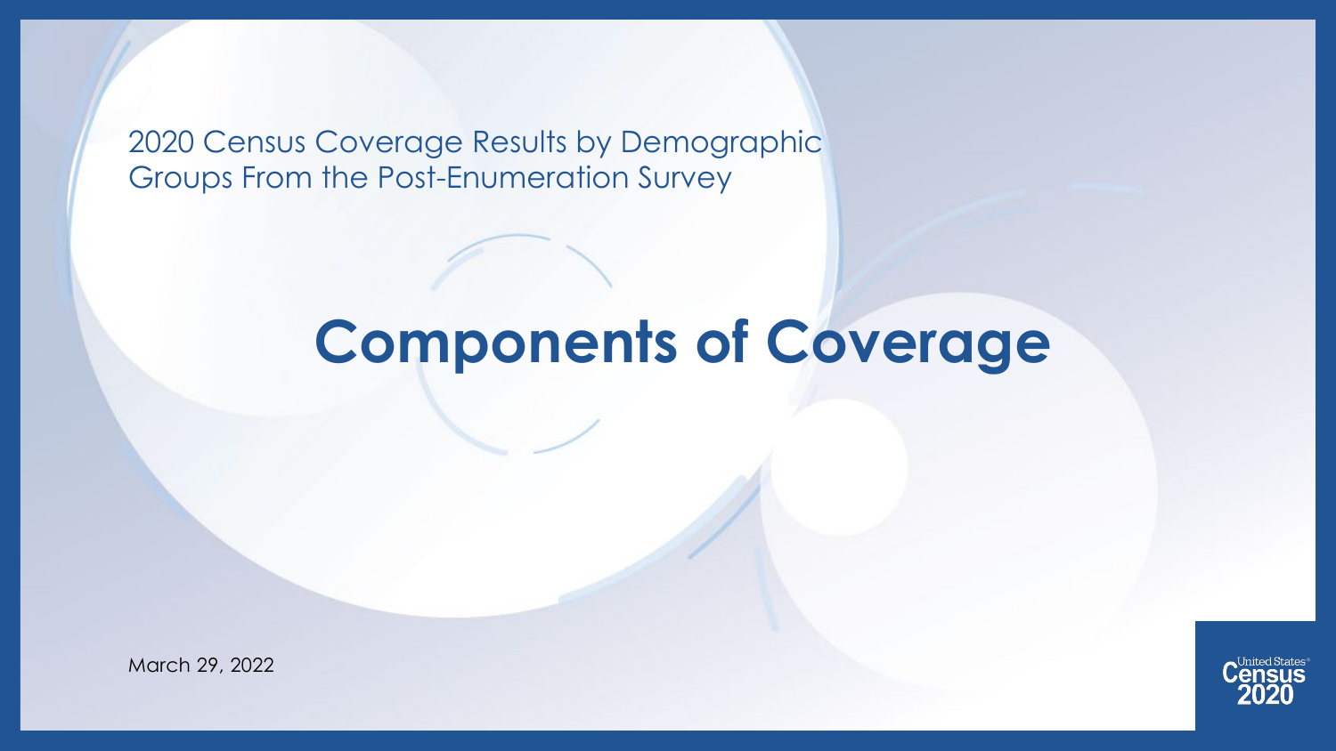2020 Census Coverage Results by Demographic Groups From the Post-Enumeration Survey

# Components of Coverage

March 29, 2022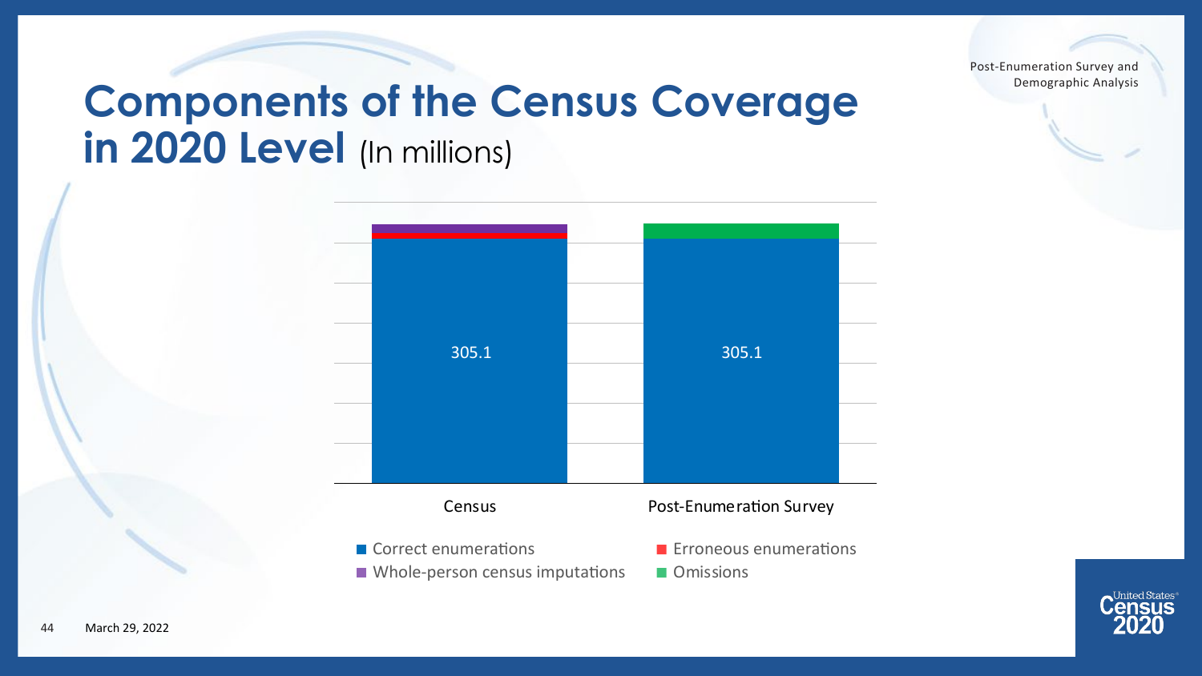# Components of the Census Coverage in 2020 Level (In millions)

Post-Enumeration Survey and Demographic Analysis

| | Census | Post-Enumeration Survey |
| --- | --- | --- |
| Correct enumerations | 305.1 | 305.1 |

Legend: Correct enumerations; Erroneous enumerations; Whole-person census imputations; Omissions

March 29, 2022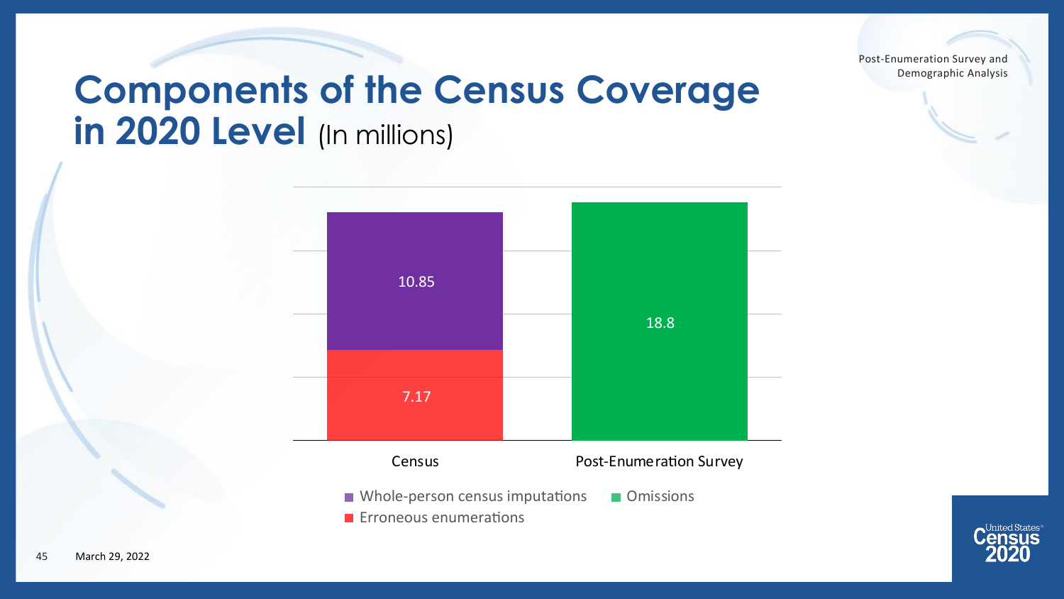# Components of the Census Coverage in 2020 Level (In millions)

| | Erroneous enumerations | Whole-person census imputations | Omissions |
|---|---|---|---|
| Census | 7.17 | 10.85 | |
| Post-Enumeration Survey | | | 18.8 |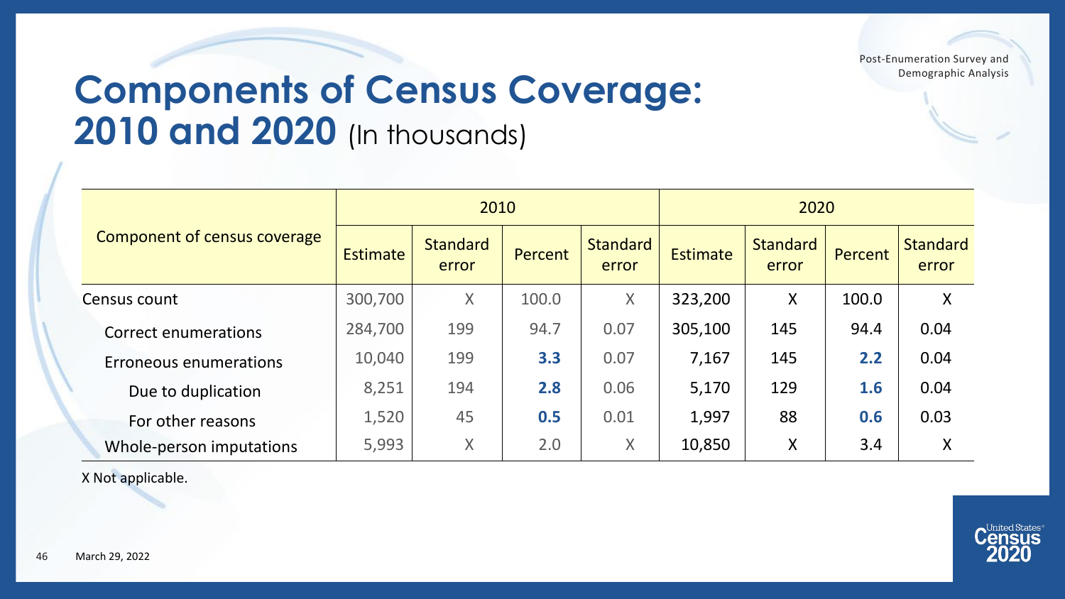# Components of Census Coverage: 2010 and 2020 (In thousands)

| Component of census coverage | 2010 | | | | 2020 | | | |
|---|---|---|---|---|---|---|---|---|
| | Estimate | Standard error | Percent | Standard error | Estimate | Standard error | Percent | Standard error |
| Census count | 300,700 | X | 100.0 | X | 323,200 | X | 100.0 | X |
| Correct enumerations | 284,700 | 199 | 94.7 | 0.07 | 305,100 | 145 | 94.4 | 0.04 |
| Erroneous enumerations | 10,040 | 199 | **3.3** | 0.07 | 7,167 | 145 | **2.2** | 0.04 |
| Due to duplication | 8,251 | 194 | **2.8** | 0.06 | 5,170 | 129 | **1.6** | 0.04 |
| For other reasons | 1,520 | 45 | **0.5** | 0.01 | 1,997 | 88 | **0.6** | 0.03 |
| Whole-person imputations | 5,993 | X | 2.0 | X | 10,850 | X | 3.4 | X |

X Not applicable.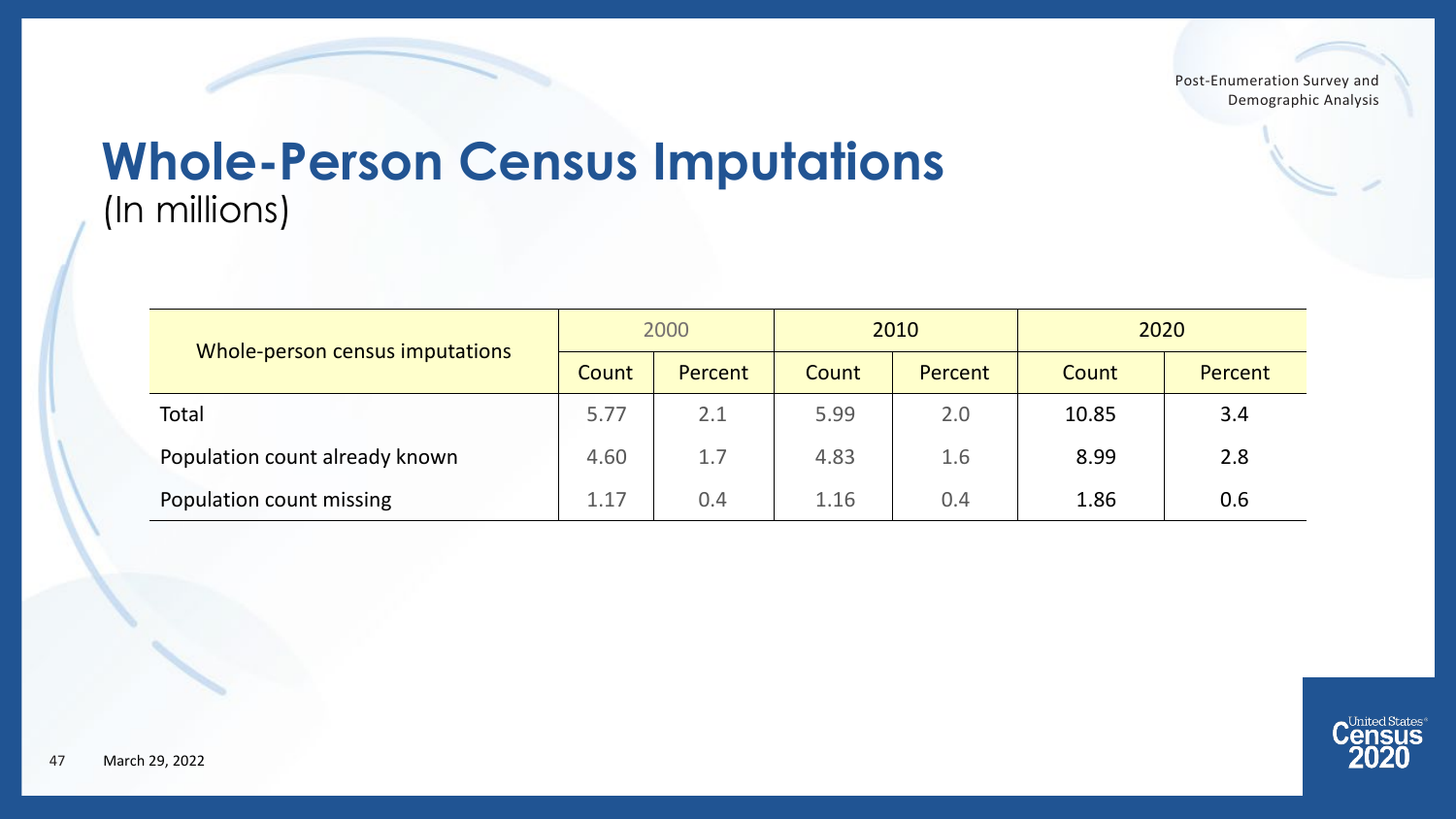# Whole-Person Census Imputations

(In millions)

| Whole-person census imputations | 2000 | | 2010 | | 2020 | |
|---|---|---|---|---|---|---|
| | Count | Percent | Count | Percent | Count | Percent |
| Total | 5.77 | 2.1 | 5.99 | 2.0 | 10.85 | 3.4 |
| Population count already known | 4.60 | 1.7 | 4.83 | 1.6 | 8.99 | 2.8 |
| Population count missing | 1.17 | 0.4 | 1.16 | 0.4 | 1.86 | 0.6 |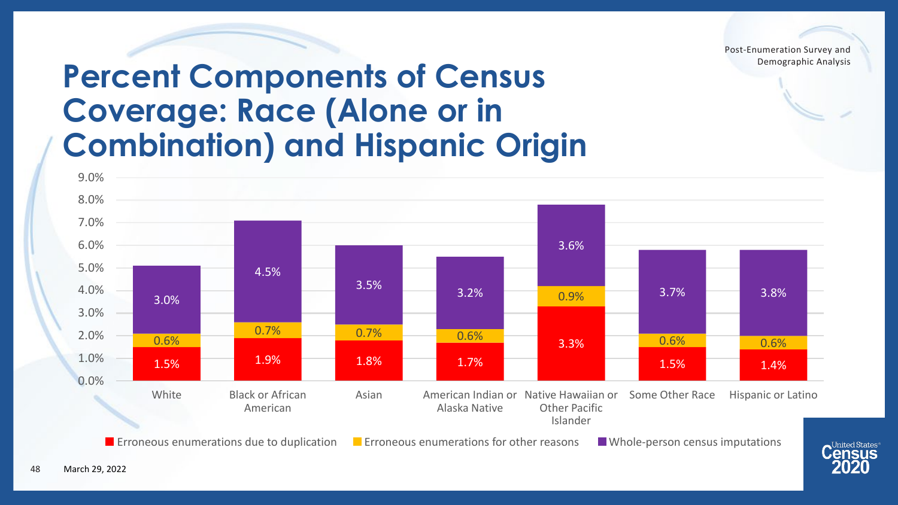Post-Enumeration Survey and Demographic Analysis

# Percent Components of Census Coverage: Race (Alone or in Combination) and Hispanic Origin

| | Erroneous enumerations due to duplication | Erroneous enumerations for other reasons | Whole-person census imputations |
|---|---|---|---|
| White | 1.5% | 0.6% | 3.0% |
| Black or African American | 1.9% | 0.7% | 4.5% |
| Asian | 1.8% | 0.7% | 3.5% |
| American Indian or Alaska Native | 1.7% | 0.6% | 3.2% |
| Native Hawaiian or Other Pacific Islander | 3.3% | 0.9% | 3.6% |
| Some Other Race | 1.5% | 0.6% | 3.7% |
| Hispanic or Latino | 1.4% | 0.6% | 3.8% |

March 29, 2022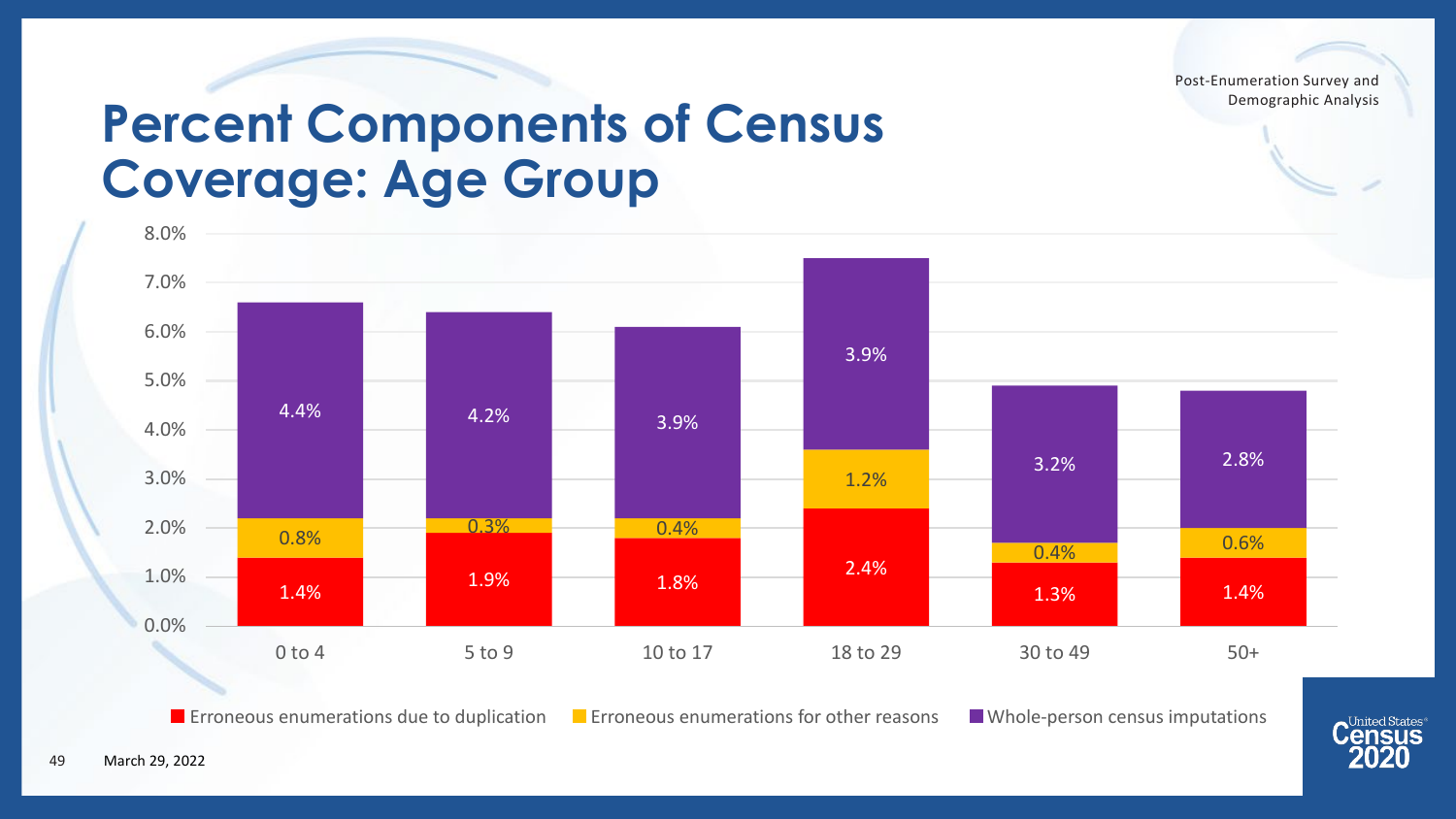Post-Enumeration Survey and Demographic Analysis

# Percent Components of Census Coverage: Age Group

| Age Group | Erroneous enumerations due to duplication | Erroneous enumerations for other reasons | Whole-person census imputations |
| --- | --- | --- | --- |
| 0 to 4 | 1.4% | 0.8% | 4.4% |
| 5 to 9 | 1.9% | 0.3% | 4.2% |
| 10 to 17 | 1.8% | 0.4% | 3.9% |
| 18 to 29 | 2.4% | 1.2% | 3.9% |
| 30 to 49 | 1.3% | 0.4% | 3.2% |
| 50+ | 1.4% | 0.6% | 2.8% |

March 29, 2022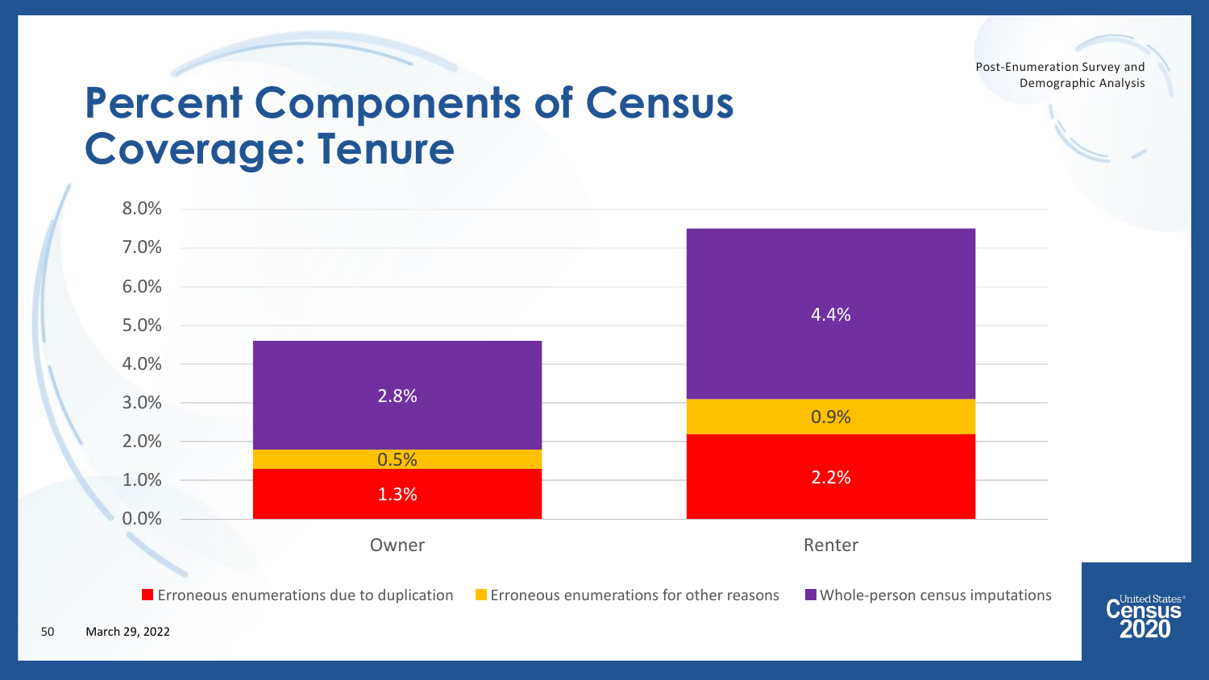Post-Enumeration Survey and Demographic Analysis

# Percent Components of Census Coverage: Tenure

| | Owner | Renter |
|---|---|---|
| Erroneous enumerations due to duplication | 1.3% | 2.2% |
| Erroneous enumerations for other reasons | 0.5% | 0.9% |
| Whole-person census imputations | 2.8% | 4.4% |

March 29, 2022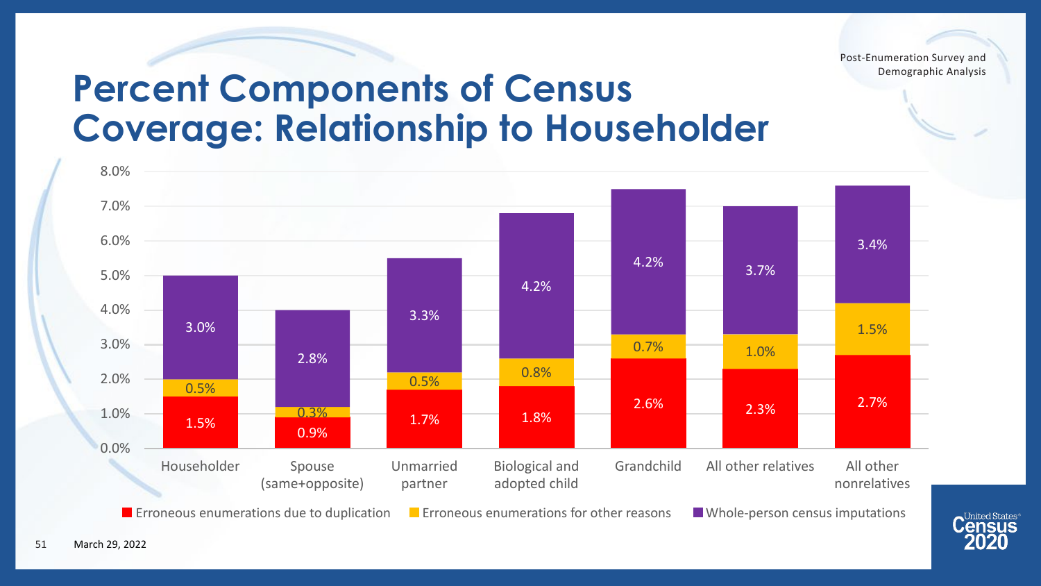Post-Enumeration Survey and Demographic Analysis

# Percent Components of Census Coverage: Relationship to Householder

| Relationship to householder | Erroneous enumerations due to duplication | Erroneous enumerations for other reasons | Whole-person census imputations |
|---|---|---|---|
| Householder | 1.5% | 0.5% | 3.0% |
| Spouse (same+opposite) | 0.9% | 0.3% | 2.8% |
| Unmarried partner | 1.7% | 0.5% | 3.3% |
| Biological and adopted child | 1.8% | 0.8% | 4.2% |
| Grandchild | 2.6% | 0.7% | 4.2% |
| All other relatives | 2.3% | 1.0% | 3.7% |
| All other nonrelatives | 2.7% | 1.5% | 3.4% |

March 29, 2022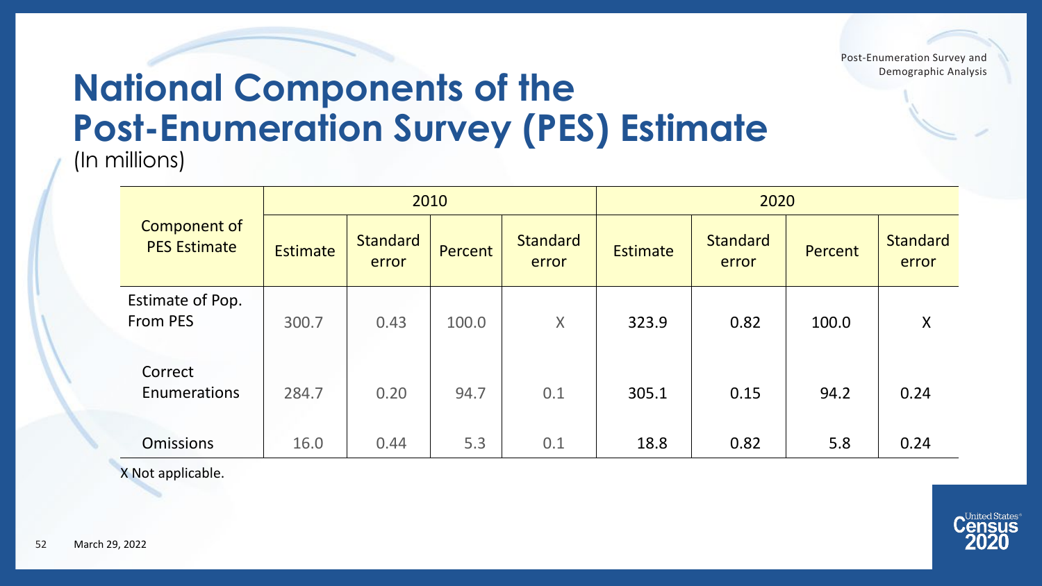# National Components of the Post-Enumeration Survey (PES) Estimate

(In millions)

| Component of PES Estimate | 2010 | | | | 2020 | | | |
|---|---|---|---|---|---|---|---|---|
| | Estimate | Standard error | Percent | Standard error | Estimate | Standard error | Percent | Standard error |
| Estimate of Pop. From PES | 300.7 | 0.43 | 100.0 | X | 323.9 | 0.82 | 100.0 | X |
| Correct Enumerations | 284.7 | 0.20 | 94.7 | 0.1 | 305.1 | 0.15 | 94.2 | 0.24 |
| Omissions | 16.0 | 0.44 | 5.3 | 0.1 | 18.8 | 0.82 | 5.8 | 0.24 |

X Not applicable.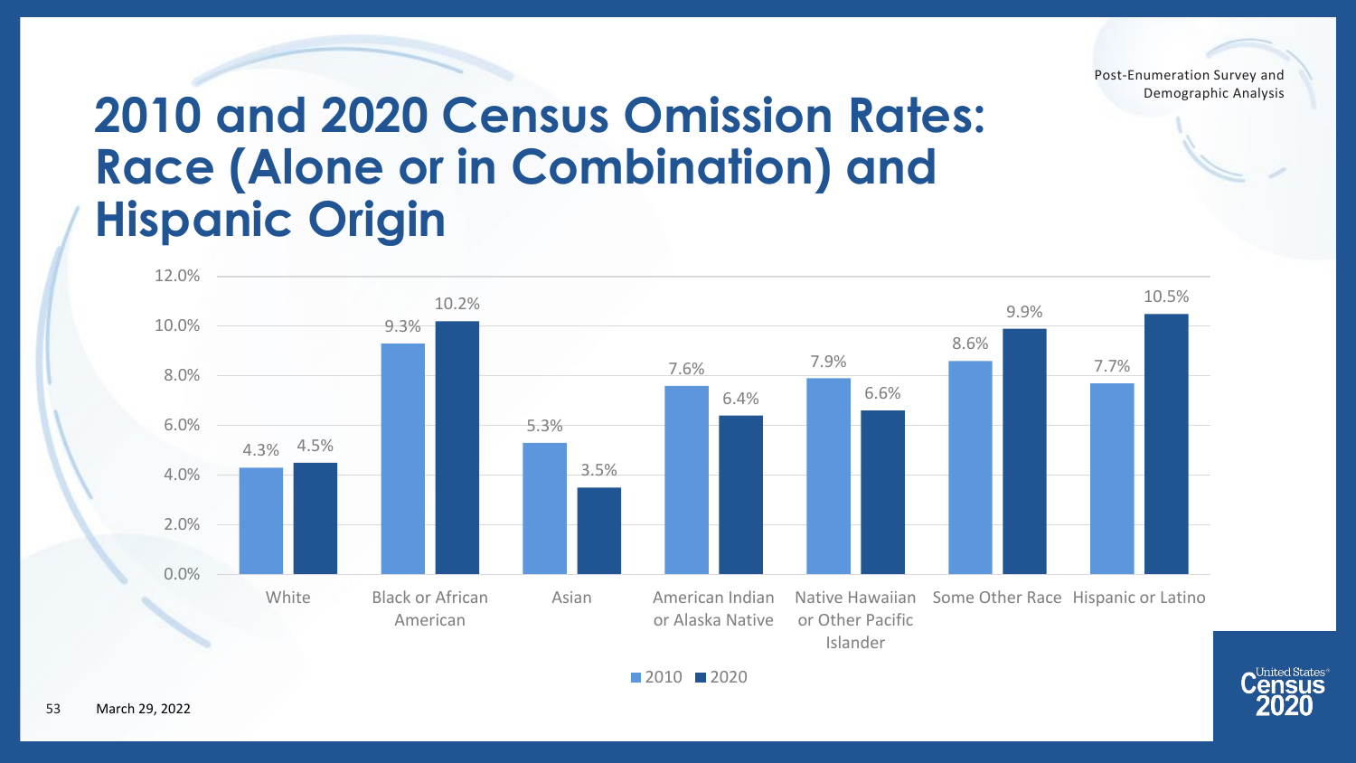Post-Enumeration Survey and Demographic Analysis

# 2010 and 2020 Census Omission Rates: Race (Alone or in Combination) and Hispanic Origin

| | 2010 | 2020 |
|---|---|---|
| White | 4.3% | 4.5% |
| Black or African American | 9.3% | 10.2% |
| Asian | 5.3% | 3.5% |
| American Indian or Alaska Native | 7.6% | 6.4% |
| Native Hawaiian or Other Pacific Islander | 7.9% | 6.6% |
| Some Other Race | 8.6% | 9.9% |
| Hispanic or Latino | 7.7% | 10.5% |

March 29, 2022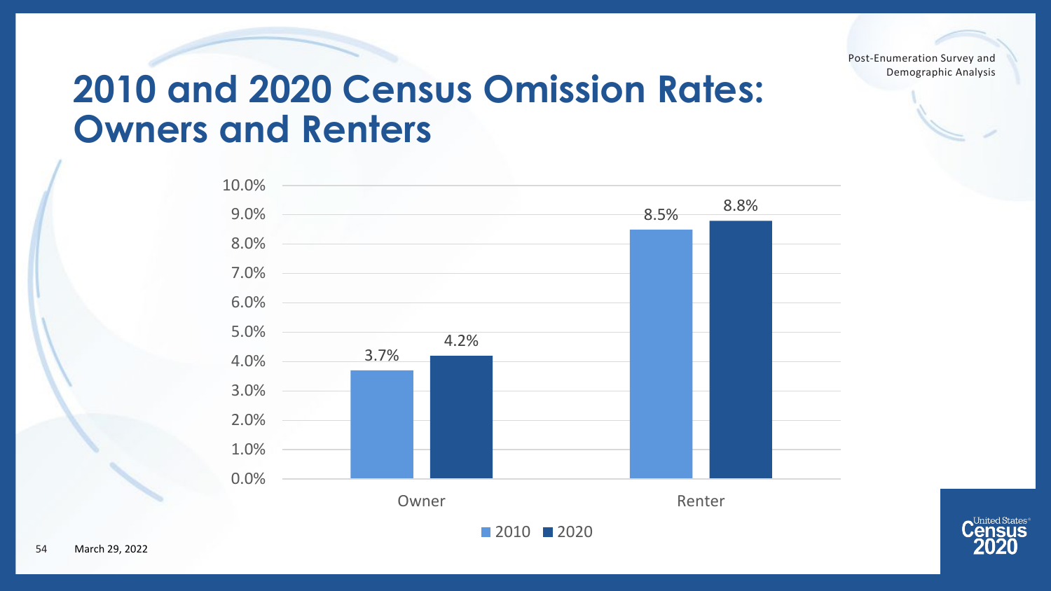Post-Enumeration Survey and Demographic Analysis

# 2010 and 2020 Census Omission Rates: Owners and Renters

| | 2010 | 2020 |
|---|---|---|
| Owner | 3.7% | 4.2% |
| Renter | 8.5% | 8.8% |

March 29, 2022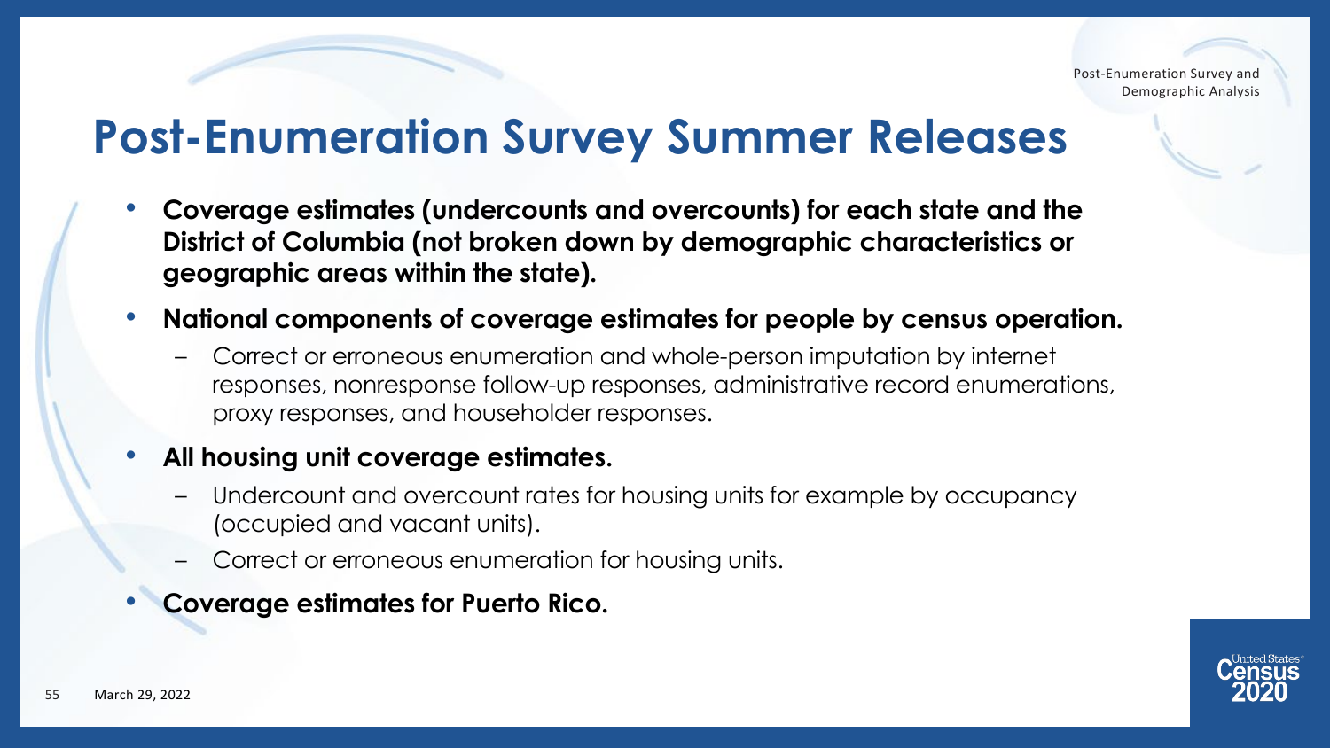# Post-Enumeration Survey Summer Releases

- **Coverage estimates (undercounts and overcounts) for each state and the District of Columbia (not broken down by demographic characteristics or geographic areas within the state).**
- **National components of coverage estimates for people by census operation.**
  - Correct or erroneous enumeration and whole-person imputation by internet responses, nonresponse follow-up responses, administrative record enumerations, proxy responses, and householder responses.
- **All housing unit coverage estimates.**
  - Undercount and overcount rates for housing units for example by occupancy (occupied and vacant units).
  - Correct or erroneous enumeration for housing units.
- **Coverage estimates for Puerto Rico.**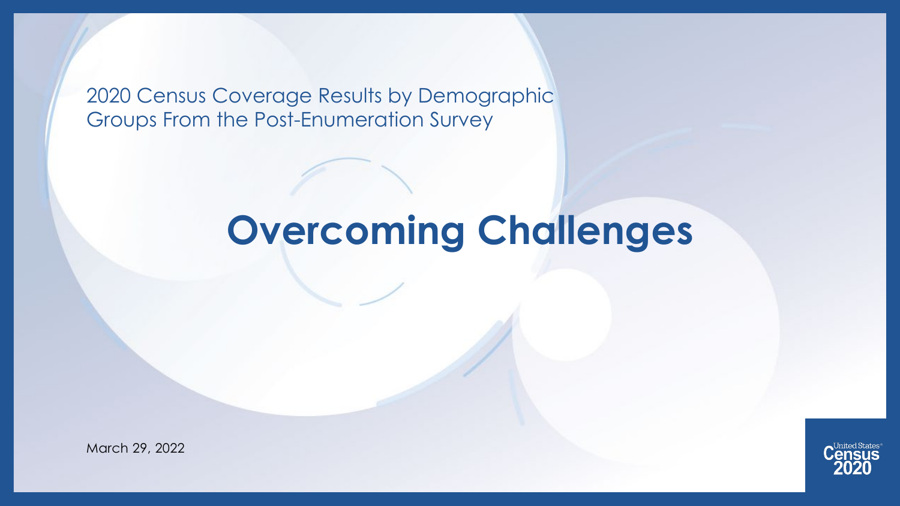2020 Census Coverage Results by Demographic Groups From the Post-Enumeration Survey

# Overcoming Challenges

March 29, 2022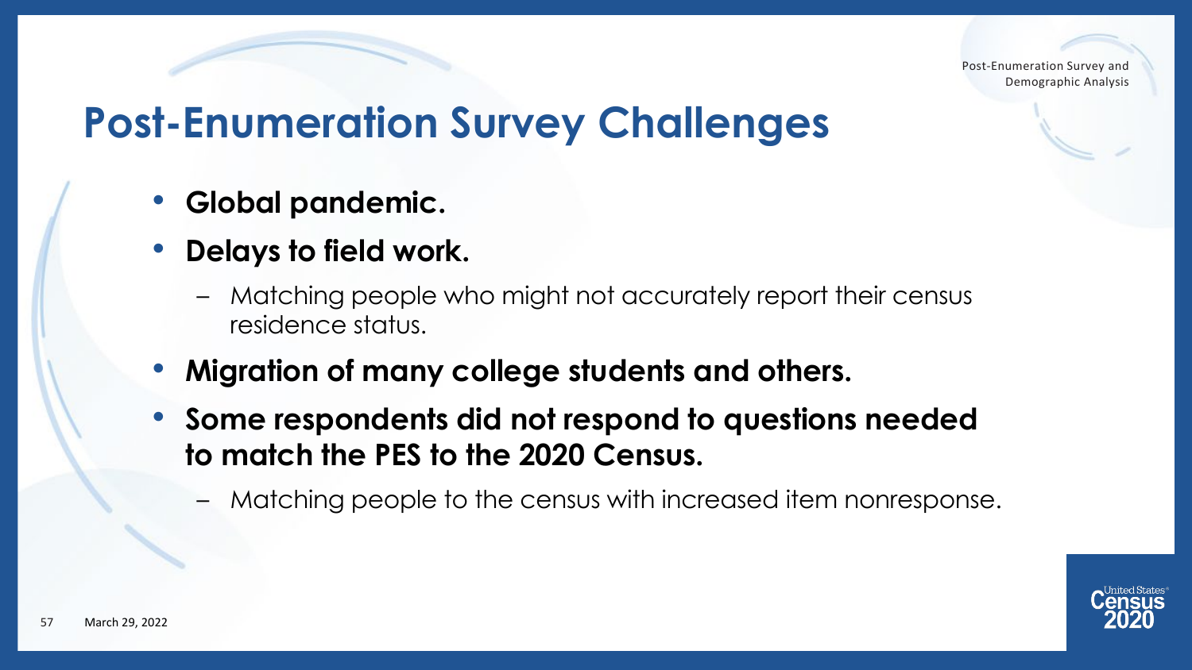# Post-Enumeration Survey Challenges

- **Global pandemic.**
- **Delays to field work.**
  - Matching people who might not accurately report their census residence status.
- **Migration of many college students and others.**
- **Some respondents did not respond to questions needed to match the PES to the 2020 Census.**
  - Matching people to the census with increased item nonresponse.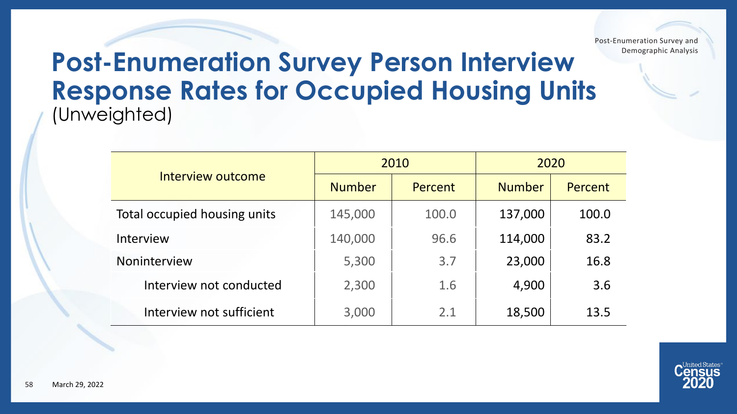# Post-Enumeration Survey Person Interview Response Rates for Occupied Housing Units (Unweighted)

| Interview outcome | 2010 | | 2020 | |
|---|---|---|---|---|
| | Number | Percent | Number | Percent |
| Total occupied housing units | 145,000 | 100.0 | 137,000 | 100.0 |
| Interview | 140,000 | 96.6 | 114,000 | 83.2 |
| Noninterview | 5,300 | 3.7 | 23,000 | 16.8 |
| Interview not conducted | 2,300 | 1.6 | 4,900 | 3.6 |
| Interview not sufficient | 3,000 | 2.1 | 18,500 | 13.5 |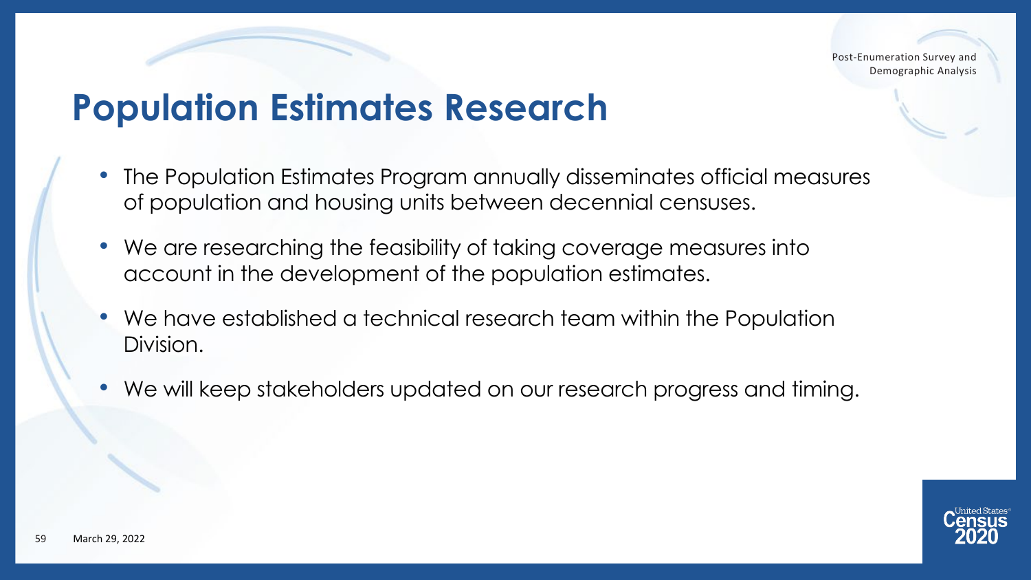# Population Estimates Research

- The Population Estimates Program annually disseminates official measures of population and housing units between decennial censuses.
- We are researching the feasibility of taking coverage measures into account in the development of the population estimates.
- We have established a technical research team within the Population Division.
- We will keep stakeholders updated on our research progress and timing.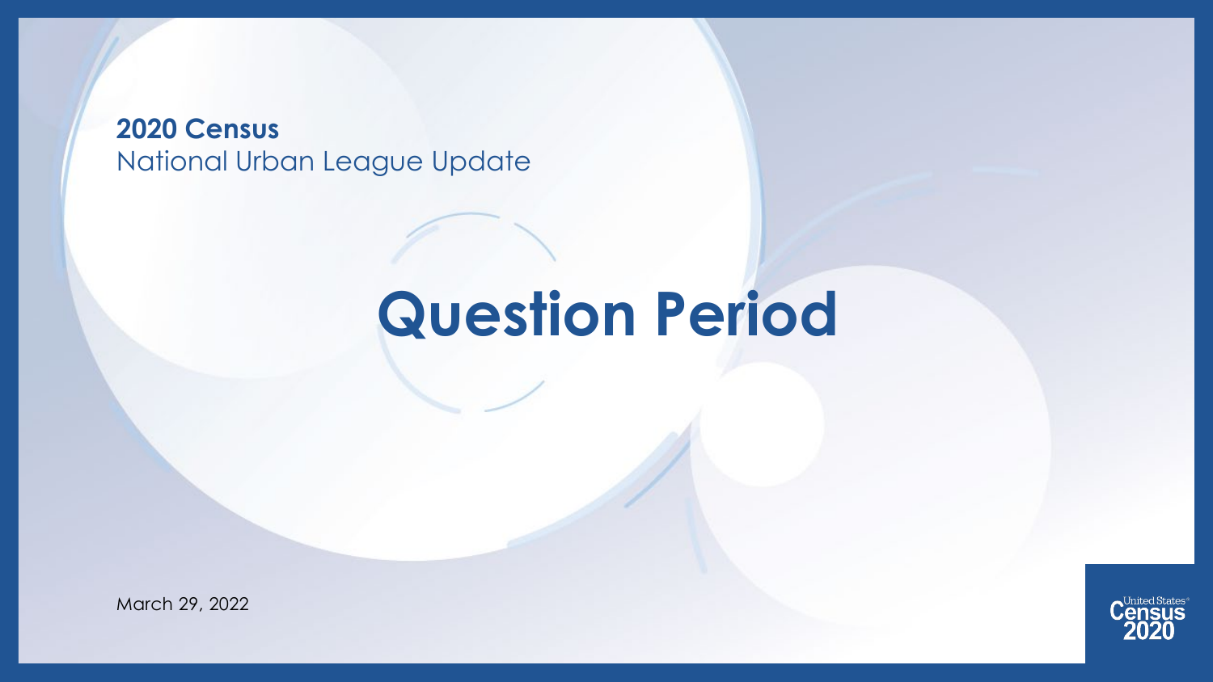**2020 Census**
National Urban League Update

# Question Period

March 29, 2022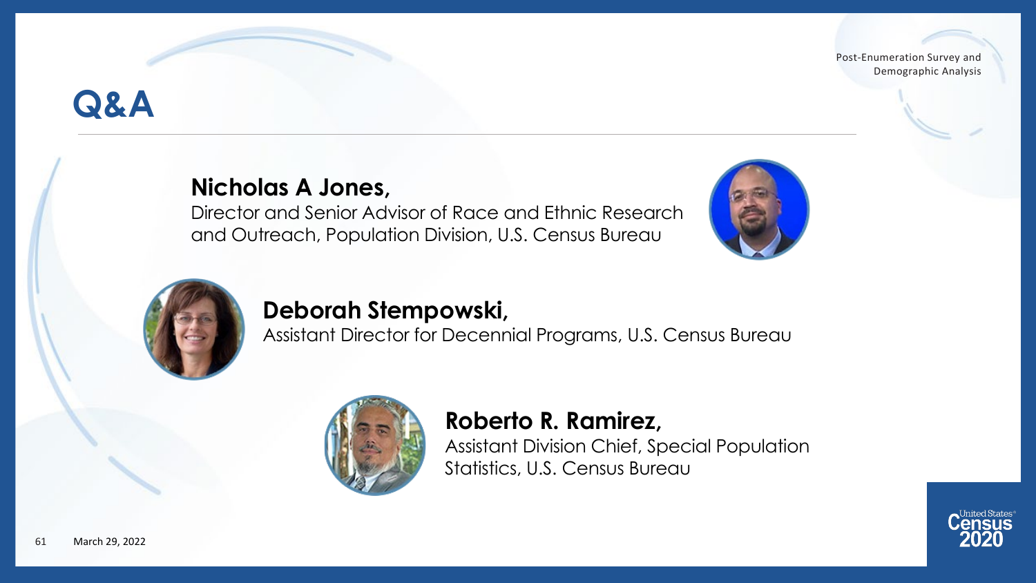# Q&A

**Nicholas A Jones,**
Director and Senior Advisor of Race and Ethnic Research and Outreach, Population Division, U.S. Census Bureau

**Deborah Stempowski,**
Assistant Director for Decennial Programs, U.S. Census Bureau

**Roberto R. Ramirez,**
Assistant Division Chief, Special Population Statistics, U.S. Census Bureau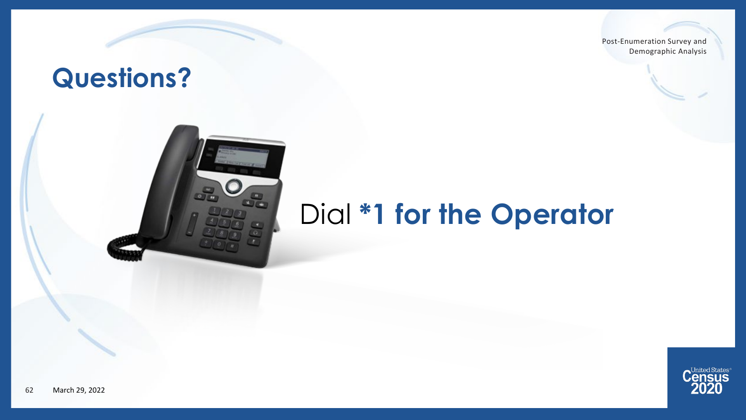# Questions?

Dial **\*1 for the Operator**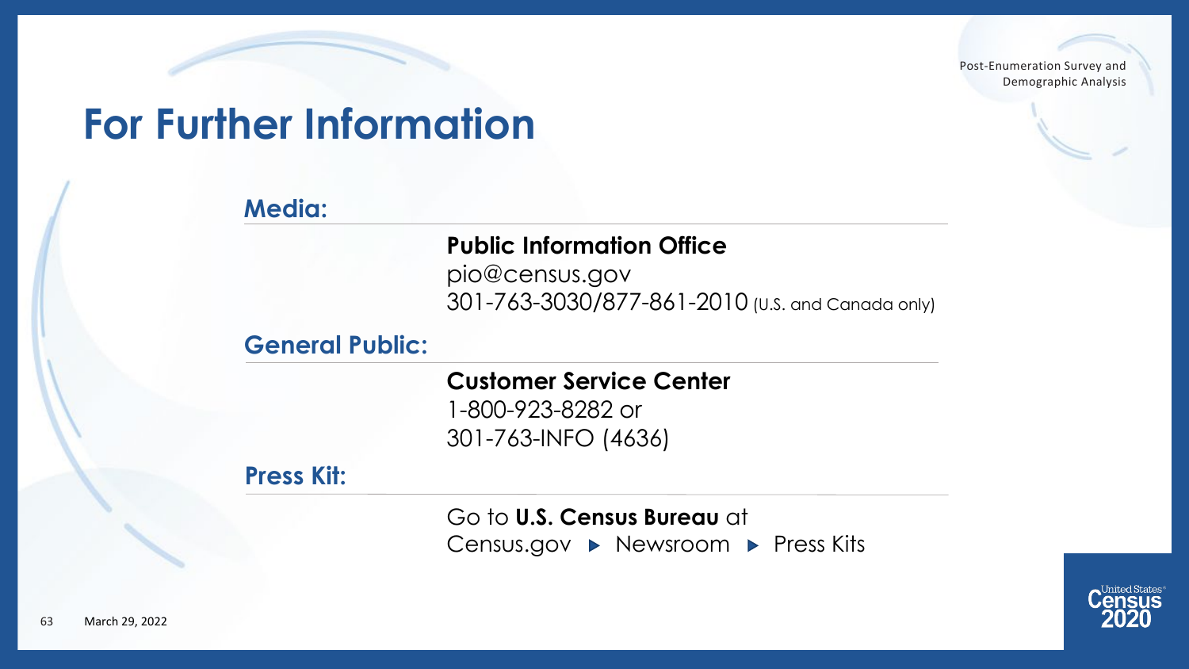# For Further Information

## Media:

**Public Information Office**
pio@census.gov
301-763-3030/877-861-2010 (U.S. and Canada only)

## General Public:

**Customer Service Center**
1-800-923-8282 or
301-763-INFO (4636)

## Press Kit:

Go to **U.S. Census Bureau** at
Census.gov ▶ Newsroom ▶ Press Kits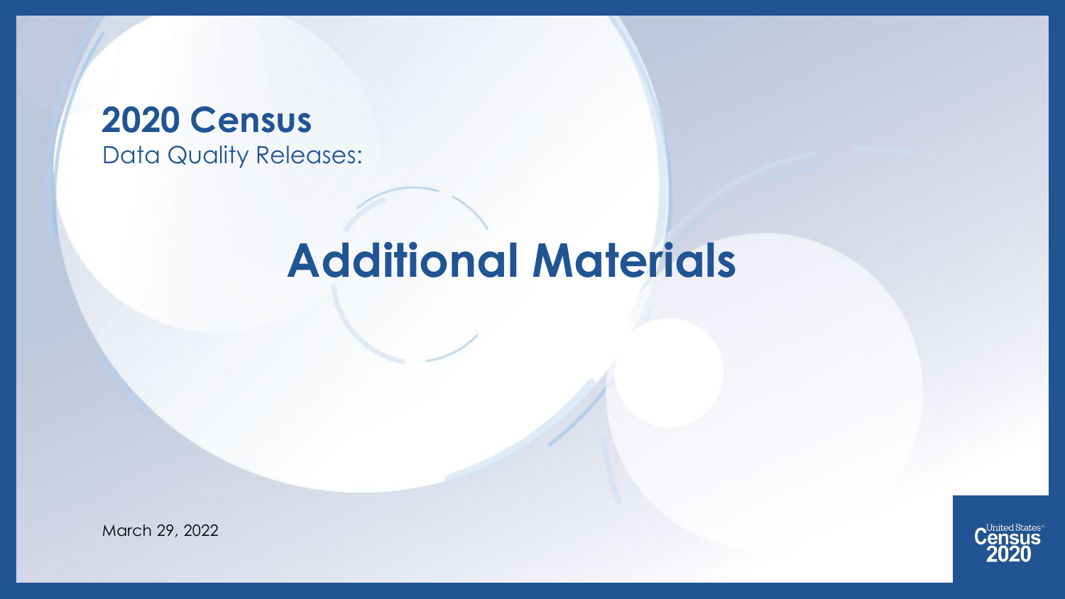**2020 Census**
Data Quality Releases:

# Additional Materials

March 29, 2022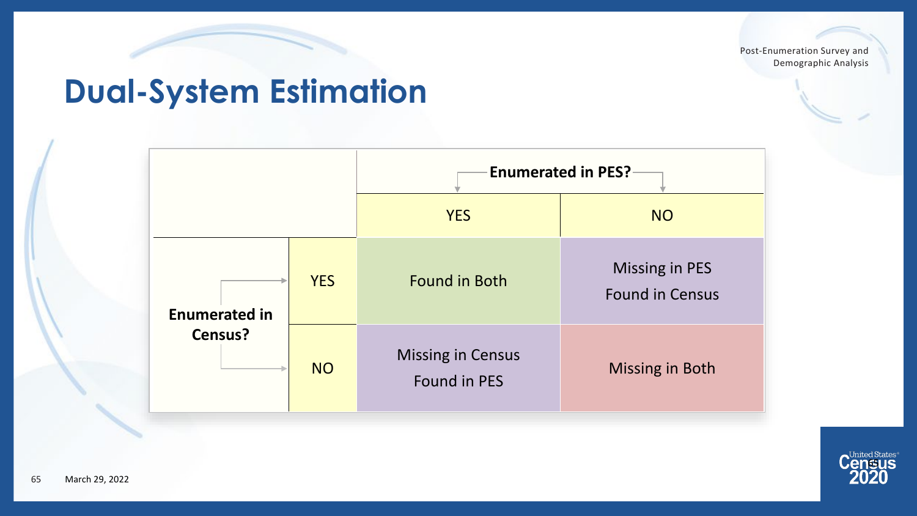# Dual-System Estimation

| | | Enumerated in PES? | |
| --- | --- | --- | --- |
| | | YES | NO |
| Enumerated in Census? | YES | Found in Both | Missing in PES Found in Census |
| | NO | Missing in Census Found in PES | Missing in Both |